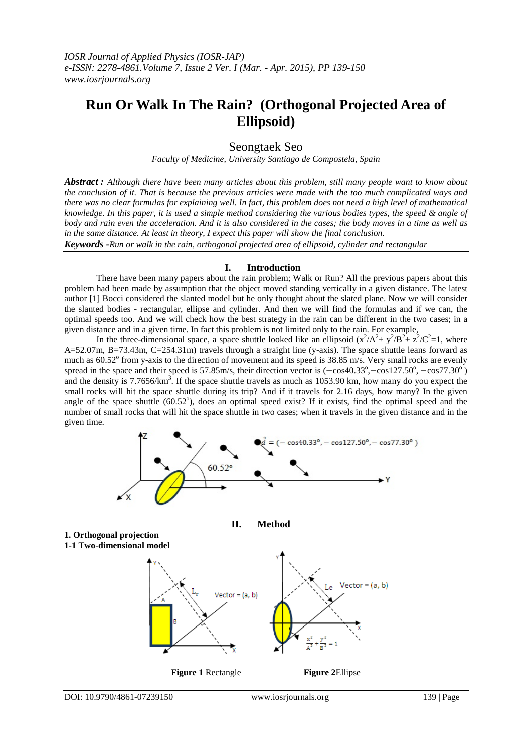# Run Or Walk In The Rain? (Orthogonal Projected Area of Ellipsoid)

Seongtaek Seo

*Faculty of Medicine, University Santiago de Compostela, Spain*

***Abstract :*** *Although there have been many articles about this problem, still many people want to know about the conclusion of it. That is because the previous articles were made with the too much complicated ways and there was no clear formulas for explaining well. In fact, this problem does not need a high level of mathematical knowledge. In this paper, it is used a simple method considering the various bodies types, the speed & angle of body and rain even the acceleration. And it is also considered in the cases; the body moves in a time as well as in the same distance. At least in theory, I expect this paper will show the final conclusion.*

***Keywords -****Run or walk in the rain, orthogonal projected area of ellipsoid, cylinder and rectangular*

## I. Introduction

There have been many papers about the rain problem; Walk or Run? All the previous papers about this problem had been made by assumption that the object moved standing vertically in a given distance. The latest author [1] Bocci considered the slanted model but he only thought about the slated plane. Now we will consider the slanted bodies - rectangular, ellipse and cylinder. And then we will find the formulas and if we can, the optimal speeds too. And we will check how the best strategy in the rain can be different in the two cases; in a given distance and in a given time. In fact this problem is not limited only to the rain. For example,

In the three-dimensional space, a space shuttle looked like an ellipsoid ($x^2/A^2+ y^2/B^2+ z^2/C^2=1$, where A=52.07m, B=73.43m, C=254.31m) travels through a straight line (y-axis). The space shuttle leans forward as much as $60.52^o$ from y-axis to the direction of movement and its speed is 38.85 m/s. Very small rocks are evenly spread in the space and their speed is 57.85m/s, their direction vector is $(-\cos 40.33^o, -\cos 127.50^o, -\cos 77.30^o)$ and the density is $7.7656/km^3$. If the space shuttle travels as much as 1053.90 km, how many do you expect the small rocks will hit the space shuttle during its trip? And if it travels for 2.16 days, how many? In the given angle of the space shuttle ($60.52^o$), does an optimal speed exist? If it exists, find the optimal speed and the number of small rocks that will hit the space shuttle in two cases; when it travels in the given distance and in the given time.

## II. Method

### 1. Orthogonal projection

### 1-1 Two-dimensional model

**Figure 1** Rectangle

**Figure 2**Ellipse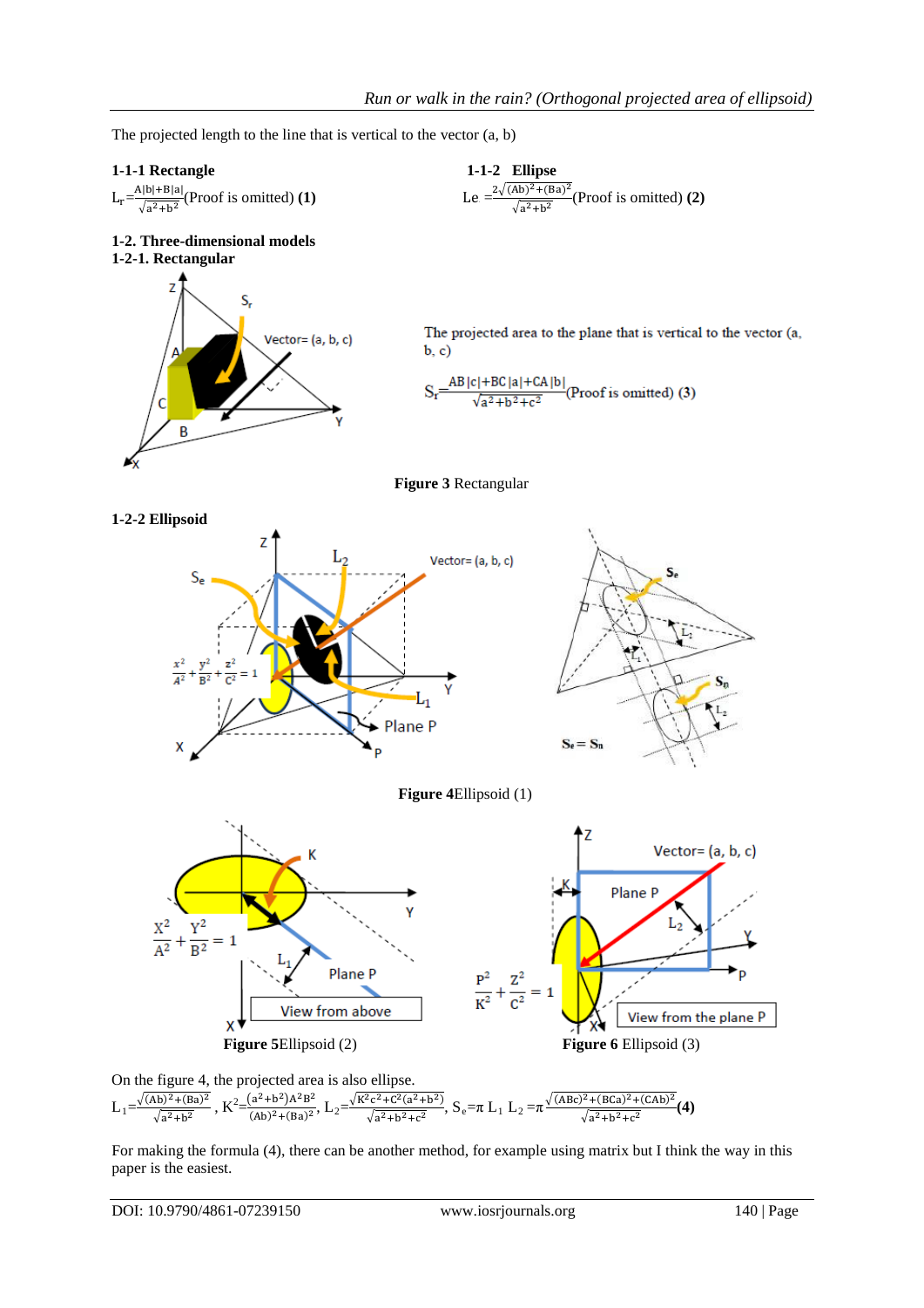The projected length to the line that is vertical to the vector (a, b)

**1-1-1 Rectangle**

$L_r = \frac{A|b|+B|a|}{\sqrt{a^2+b^2}}$ (Proof is omitted) **(1)**

**1-1-2 Ellipse**

$Le = \frac{2\sqrt{(Ab)^2+(Ba)^2}}{\sqrt{a^2+b^2}}$ (Proof is omitted) **(2)**

**1-2. Three-dimensional models**

**1-2-1. Rectangular**

The projected area to the plane that is vertical to the vector (a, b, c)

$S_r = \frac{AB|c|+BC|a|+CA|b|}{\sqrt{a^2+b^2+c^2}}$ (Proof is omitted) **(3)**

**Figure 3** Rectangular

**1-2-2 Ellipsoid**

**Figure 4** Ellipsoid (1)

**Figure 5** Ellipsoid (2)

**Figure 6** Ellipsoid (3)

On the figure 4, the projected area is also ellipse.

$L_1 = \frac{\sqrt{(Ab)^2+(Ba)^2}}{\sqrt{a^2+b^2}}$, $K^2 = \frac{(a^2+b^2)A^2B^2}{(Ab)^2+(Ba)^2}$, $L_2 = \frac{\sqrt{K^2c^2+C^2(a^2+b^2)}}{\sqrt{a^2+b^2+c^2}}$, $S_e = \pi L_1 L_2 = \pi\frac{\sqrt{(ABc)^2+(BCa)^2+(CAb)^2}}{\sqrt{a^2+b^2+c^2}}$ **(4)**

For making the formula (4), there can be another method, for example using matrix but I think the way in this paper is the easiest.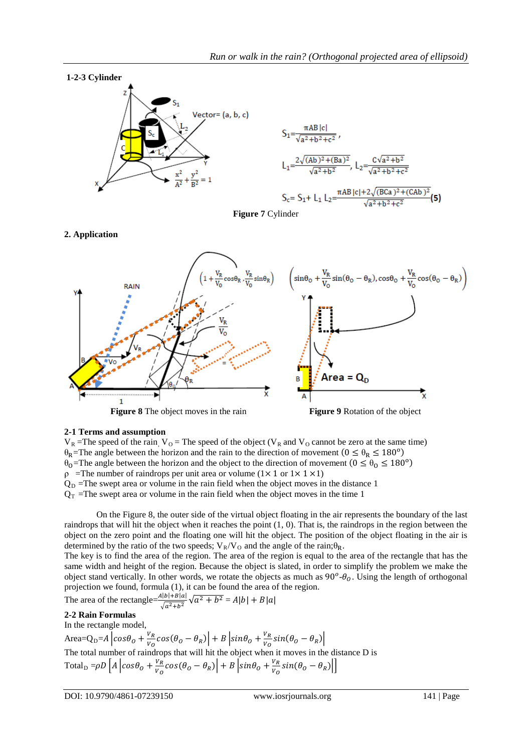### 1-2-3 Cylinder

$$S_1 = \frac{\pi AB|c|}{\sqrt{a^2+b^2+c^2}},$$

$$L_1 = \frac{2\sqrt{(Ab)^2+(Ba)^2}}{\sqrt{a^2+b^2}},\ L_2 = \frac{C\sqrt{a^2+b^2}}{\sqrt{a^2+b^2+c^2}}$$

$$S_c = S_1 + L_1 L_2 = \frac{\pi AB|c| + 2\sqrt{(BCa)^2+(CAb)^2}}{\sqrt{a^2+b^2+c^2}} \quad (5)$$

**Figure 7** Cylinder

## 2. Application

**Figure 8** The object moves in the rain

**Figure 9** Rotation of the object

### 2-1 Terms and assumption

$V_R$ =The speed of the rain, $V_O$ = The speed of the object ($V_R$ and $V_O$ cannot be zero at the same time)
$\theta_R$ =The angle between the horizon and the rain to the direction of movement ($0 \le \theta_R \le 180^o$)
$\theta_O$ =The angle between the horizon and the object to the direction of movement ($0 \le \theta_O \le 180^o$)
$\rho$ =The number of raindrops per unit area or volume ($1\times 1$ or $1\times 1\times 1$)
$Q_D$ =The swept area or volume in the rain field when the object moves in the distance 1
$Q_T$ =The swept area or volume in the rain field when the object moves in the time 1

On the Figure 8, the outer side of the virtual object floating in the air represents the boundary of the last raindrops that will hit the object when it reaches the point (1, 0). That is, the raindrops in the region between the object on the zero point and the floating one will hit the object. The position of the object floating in the air is determined by the ratio of the two speeds; $V_R/V_O$ and the angle of the rain; $\theta_R$.
The key is to find the area of the region. The area of the region is equal to the area of the rectangle that has the same width and height of the region. Because the object is slated, in order to simplify the problem we make the object stand vertically. In other words, we rotate the objects as much as $90^o$-$\theta_O$. Using the length of orthogonal projection we found, formula (1), it can be found the area of the region.
The area of the rectangle=$\frac{A|b|+B|a|}{\sqrt{a^2+b^2}}\sqrt{a^2+b^2} = A|b| + B|a|$

### 2-2 Rain Formulas

In the rectangle model,

$$\text{Area}=Q_D=A\left|cos\theta_O + \frac{V_R}{V_O}cos(\theta_O-\theta_R)\right| + B\left|sin\theta_O + \frac{V_R}{V_O}sin(\theta_O-\theta_R)\right|$$

The total number of raindrops that will hit the object when it moves in the distance D is

$$\text{Total}_D = \rho D\left[A\left|cos\theta_O + \frac{V_R}{V_O}cos(\theta_O-\theta_R)\right| + B\left|sin\theta_O + \frac{V_R}{V_O}sin(\theta_O-\theta_R)\right|\right]$$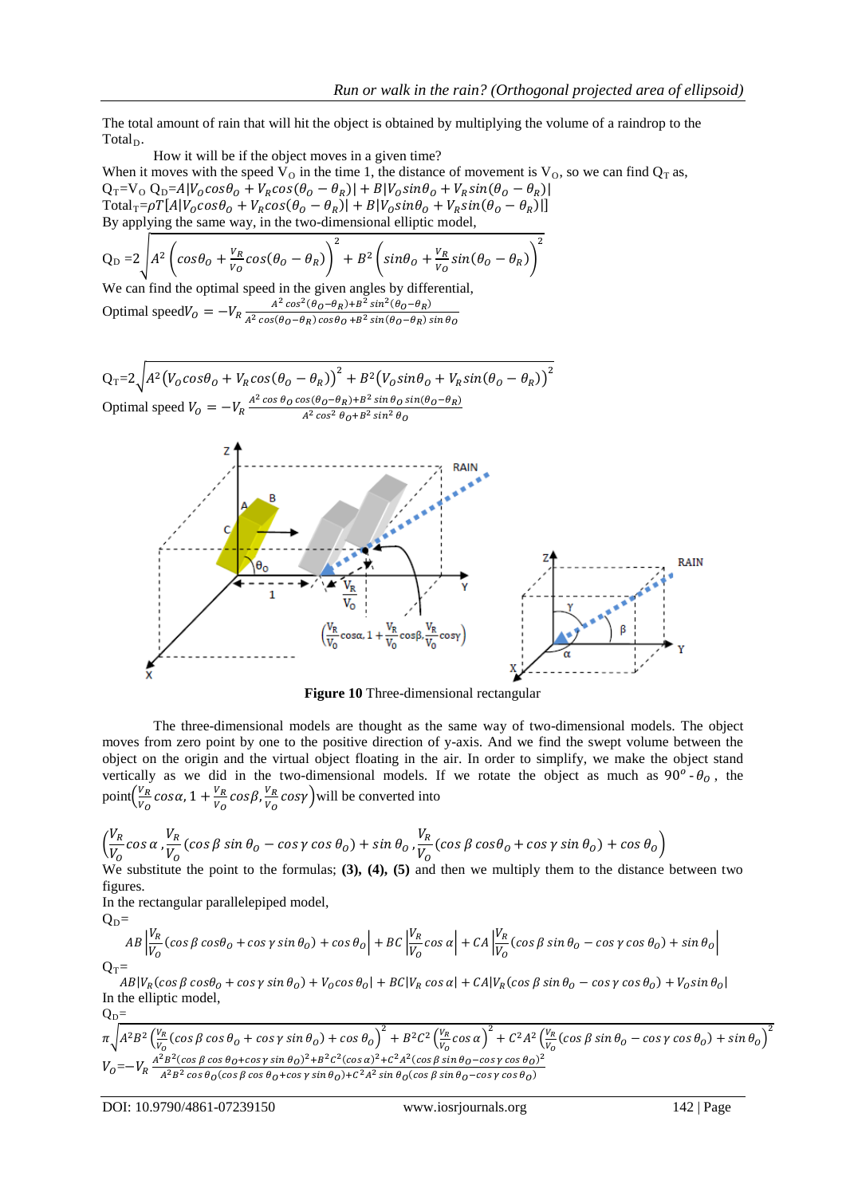The total amount of rain that will hit the object is obtained by multiplying the volume of a raindrop to the $\text{Total}_D$.

How it will be if the object moves in a given time?

When it moves with the speed $V_O$ in the time 1, the distance of movement is $V_O$, so we can find $Q_T$ as,

$Q_T = V_O\, Q_D = A|V_O cos\theta_O + V_R cos(\theta_O - \theta_R)| + B|V_O sin\theta_O + V_R sin(\theta_O - \theta_R)|$

$\text{Total}_T = \rho T[A|V_O cos\theta_O + V_R cos(\theta_O - \theta_R)| + B|V_O sin\theta_O + V_R sin(\theta_O - \theta_R)|]$

By applying the same way, in the two-dimensional elliptic model,

$$Q_D = 2\sqrt{A^2\left(cos\theta_O + \frac{V_R}{V_O}cos(\theta_O - \theta_R)\right)^2 + B^2\left(sin\theta_O + \frac{V_R}{V_O}sin(\theta_O - \theta_R)\right)^2}$$

We can find the optimal speed in the given angles by differential,

Optimal speed $V_O = -V_R\dfrac{A^2 cos^2(\theta_O - \theta_R) + B^2 sin^2(\theta_O - \theta_R)}{A^2 cos(\theta_O - \theta_R)cos\theta_O + B^2 sin(\theta_O - \theta_R)sin\theta_O}$

$$Q_T = 2\sqrt{A^2\left(V_O cos\theta_O + V_R cos(\theta_O - \theta_R)\right)^2 + B^2\left(V_O sin\theta_O + V_R sin(\theta_O - \theta_R)\right)^2}$$

Optimal speed $V_O = -V_R\dfrac{A^2 cos\,\theta_O cos(\theta_O - \theta_R) + B^2 sin\,\theta_O sin(\theta_O - \theta_R)}{A^2 cos^2\theta_O + B^2 sin^2\theta_O}$

**Figure 10** Three-dimensional rectangular

The three-dimensional models are thought as the same way of two-dimensional models. The object moves from zero point by one to the positive direction of y-axis. And we find the swept volume between the object on the origin and the virtual object floating in the air. In order to simplify, we make the object stand vertically as we did in the two-dimensional models. If we rotate the object as much as $90^o - \theta_O$, the point$\left(\frac{V_R}{V_O}cos\alpha, 1 + \frac{V_R}{V_O}cos\beta, \frac{V_R}{V_O}cos\gamma\right)$will be converted into

$$\left(\frac{V_R}{V_O}cos\,\alpha, \frac{V_R}{V_O}(cos\,\beta\, sin\,\theta_O - cos\,\gamma\, cos\,\theta_O) + sin\,\theta_O, \frac{V_R}{V_O}(cos\,\beta\, cos\theta_O + cos\,\gamma\, sin\,\theta_O) + cos\,\theta_O\right)$$

We substitute the point to the formulas; **(3), (4), (5)** and then we multiply them to the distance between two figures.

In the rectangular parallelepiped model,

$Q_D =$

$$AB\left|\frac{V_R}{V_O}(cos\,\beta\, cos\theta_O + cos\,\gamma\, sin\,\theta_O) + cos\,\theta_O\right| + BC\left|\frac{V_R}{V_O}cos\,\alpha\right| + CA\left|\frac{V_R}{V_O}(cos\,\beta\, sin\,\theta_O - cos\,\gamma\, cos\,\theta_O) + sin\,\theta_O\right|$$

$Q_T =$

$$AB|V_R(cos\,\beta\, cos\theta_O + cos\,\gamma\, sin\,\theta_O) + V_O cos\,\theta_O| + BC|V_R\, cos\,\alpha| + CA|V_R(cos\,\beta\, sin\,\theta_O - cos\,\gamma\, cos\,\theta_O) + V_O sin\,\theta_O|$$

In the elliptic model,

$Q_D =$

$$\pi\sqrt{A^2B^2\left(\frac{V_R}{V_O}(cos\,\beta\, cos\,\theta_O + cos\,\gamma\, sin\,\theta_O) + cos\,\theta_O\right)^2 + B^2C^2\left(\frac{V_R}{V_O}cos\,\alpha\right)^2 + C^2A^2\left(\frac{V_R}{V_O}(cos\,\beta\, sin\,\theta_O - cos\,\gamma\, cos\,\theta_O) + sin\,\theta_O\right)^2}$$

$$V_O = -V_R\frac{A^2B^2(cos\,\beta\, cos\,\theta_O + cos\,\gamma\, sin\,\theta_O)^2 + B^2C^2(cos\,\alpha)^2 + C^2A^2(cos\,\beta\, sin\,\theta_O - cos\,\gamma\, cos\,\theta_O)^2}{A^2B^2\, cos\,\theta_O(cos\,\beta\, cos\,\theta_O + cos\,\gamma\, sin\,\theta_O) + C^2A^2\, sin\,\theta_O(cos\,\beta\, sin\,\theta_O - cos\,\gamma\, cos\,\theta_O)}$$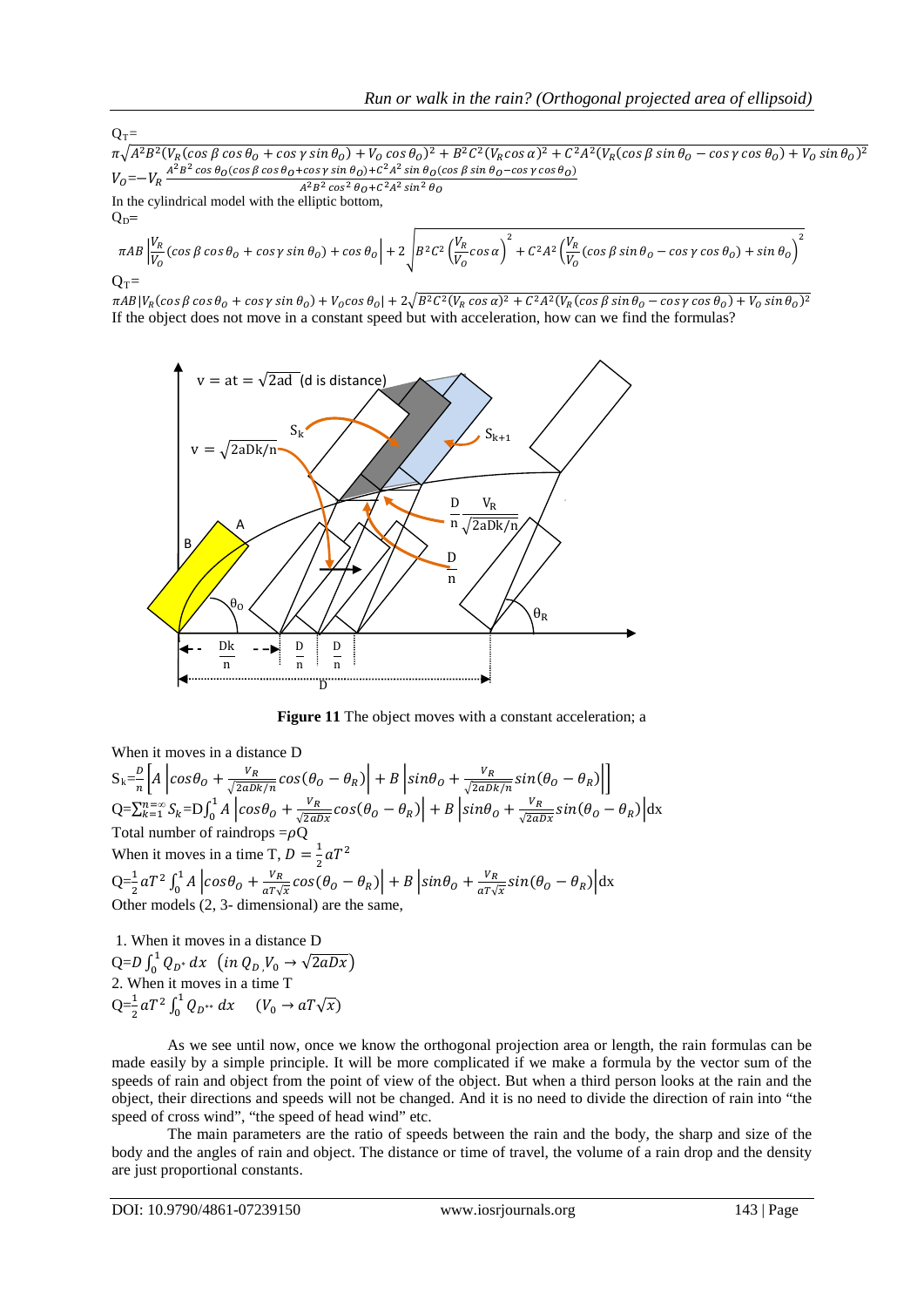$Q_T$=

$$\pi\sqrt{A^2B^2(V_R(\cos\beta\cos\theta_O+\cos\gamma\sin\theta_O)+V_O\cos\theta_O)^2+B^2C^2(V_R\cos\alpha)^2+C^2A^2(V_R(\cos\beta\sin\theta_O-\cos\gamma\cos\theta_O)+V_O\sin\theta_O)^2}$$

$$V_O=-V_R\,\frac{A^2B^2\cos\theta_O(\cos\beta\cos\theta_O+\cos\gamma\sin\theta_O)+C^2A^2\sin\theta_O(\cos\beta\sin\theta_O-\cos\gamma\cos\theta_O)}{A^2B^2\cos^2\theta_O+C^2A^2\sin^2\theta_O}$$

In the cylindrical model with the elliptic bottom,

$Q_D$=

$$\pi AB\left|\frac{V_R}{V_O}(\cos\beta\cos\theta_O+\cos\gamma\sin\theta_O)+\cos\theta_O\right|+2\sqrt{B^2C^2\left(\frac{V_R}{V_O}\cos\alpha\right)^2+C^2A^2\left(\frac{V_R}{V_O}(\cos\beta\sin\theta_O-\cos\gamma\cos\theta_O)+\sin\theta_O\right)^2}$$

$Q_T$=

$$\pi AB\left|V_R(\cos\beta\cos\theta_O+\cos\gamma\sin\theta_O)+V_O\cos\theta_O\right|+2\sqrt{B^2C^2(V_R\cos\alpha)^2+C^2A^2(V_R(\cos\beta\sin\theta_O-\cos\gamma\cos\theta_O)+V_O\sin\theta_O)^2}$$

If the object does not move in a constant speed but with acceleration, how can we find the formulas?

**Figure 11** The object moves with a constant acceleration; a

When it moves in a distance D

$$S_k=\frac{D}{n}\left[A\left|\cos\theta_O+\frac{V_R}{\sqrt{2aDk/n}}\cos(\theta_O-\theta_R)\right|+B\left|\sin\theta_O+\frac{V_R}{\sqrt{2aDk/n}}\sin(\theta_O-\theta_R)\right|\right]$$

$$Q=\sum_{k=1}^{n=\infty}S_k=D\int_0^1 A\left|\cos\theta_O+\frac{V_R}{\sqrt{2aDx}}\cos(\theta_O-\theta_R)\right|+B\left|\sin\theta_O+\frac{V_R}{\sqrt{2aDx}}\sin(\theta_O-\theta_R)\right|dx$$

Total number of raindrops $=\rho Q$

When it moves in a time T, $D=\frac{1}{2}aT^2$

$$Q=\frac{1}{2}aT^2\int_0^1 A\left|\cos\theta_O+\frac{V_R}{aT\sqrt{x}}\cos(\theta_O-\theta_R)\right|+B\left|\sin\theta_O+\frac{V_R}{aT\sqrt{x}}\sin(\theta_O-\theta_R)\right|dx$$

Other models (2, 3- dimensional) are the same,

1. When it moves in a distance D

$Q=D\int_0^1 Q_{D^*}\,dx \quad \left(in\ Q_D, V_0\rightarrow\sqrt{2aDx}\right)$

2. When it moves in a time T

$Q=\frac{1}{2}aT^2\int_0^1 Q_{D^{**}}\,dx \quad \left(V_0\rightarrow aT\sqrt{x}\right)$

As we see until now, once we know the orthogonal projection area or length, the rain formulas can be made easily by a simple principle. It will be more complicated if we make a formula by the vector sum of the speeds of rain and object from the point of view of the object. But when a third person looks at the rain and the object, their directions and speeds will not be changed. And it is no need to divide the direction of rain into "the speed of cross wind", "the speed of head wind" etc.

The main parameters are the ratio of speeds between the rain and the body, the sharp and size of the body and the angles of rain and object. The distance or time of travel, the volume of a rain drop and the density are just proportional constants.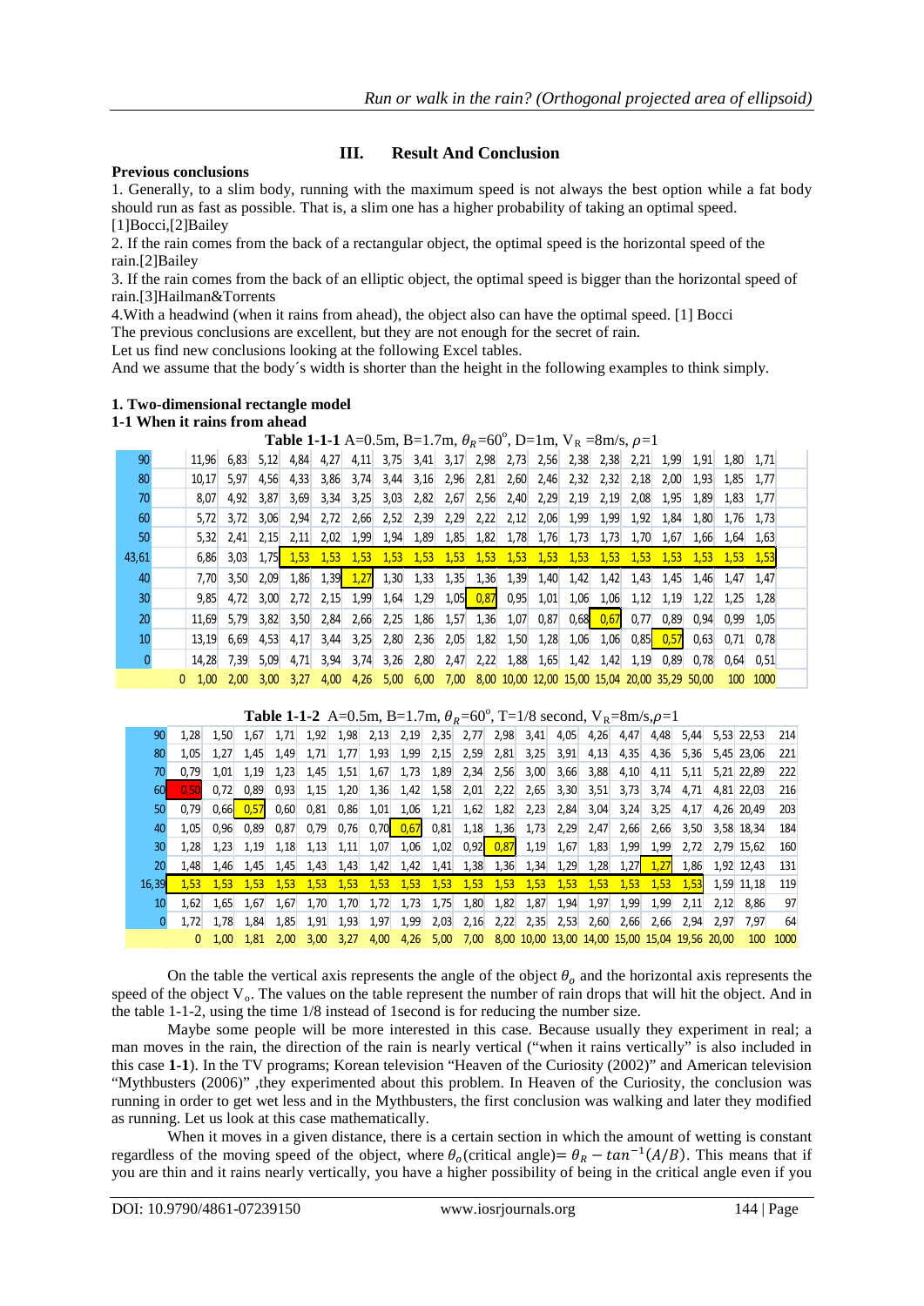## III. Result And Conclusion

**Previous conclusions**

1. Generally, to a slim body, running with the maximum speed is not always the best option while a fat body should run as fast as possible. That is, a slim one has a higher probability of taking an optimal speed. [1]Bocci,[2]Bailey
2. If the rain comes from the back of a rectangular object, the optimal speed is the horizontal speed of the rain.[2]Bailey
3. If the rain comes from the back of an elliptic object, the optimal speed is bigger than the horizontal speed of rain.[3]Hailman&Torrents
4. With a headwind (when it rains from ahead), the object also can have the optimal speed. [1] Bocci

The previous conclusions are excellent, but they are not enough for the secret of rain.
Let us find new conclusions looking at the following Excel tables.
And we assume that the body´s width is shorter than the height in the following examples to think simply.

### 1. Two-dimensional rectangle model

#### 1-1 When it rains from ahead

**Table 1-1-1** A=0.5m, B=1.7m, $\theta_R$=60°, D=1m, $V_R$ =8m/s, $\rho$=1

| | | | | | | | | | | | | | | | | | | | | | |
|---|---|---|---|---|---|---|---|---|---|---|---|---|---|---|---|---|---|---|---|---|---|
| 90 | | 11,96 | 6,83 | 5,12 | 4,84 | 4,27 | 4,11 | 3,75 | 3,41 | 3,17 | 2,98 | 2,73 | 2,56 | 2,38 | 2,38 | 2,21 | 1,99 | 1,91 | 1,80 | 1,71 |
| 80 | | 10,17 | 5,97 | 4,56 | 4,33 | 3,86 | 3,74 | 3,44 | 3,16 | 2,96 | 2,81 | 2,60 | 2,46 | 2,32 | 2,32 | 2,18 | 2,00 | 1,93 | 1,85 | 1,77 |
| 70 | | 8,07 | 4,92 | 3,87 | 3,69 | 3,34 | 3,25 | 3,03 | 2,82 | 2,67 | 2,56 | 2,40 | 2,29 | 2,19 | 2,19 | 2,08 | 1,95 | 1,89 | 1,83 | 1,77 |
| 60 | | 5,72 | 3,72 | 3,06 | 2,94 | 2,72 | 2,66 | 2,52 | 2,39 | 2,29 | 2,22 | 2,12 | 2,06 | 1,99 | 1,99 | 1,92 | 1,84 | 1,80 | 1,76 | 1,73 |
| 50 | | 5,32 | 2,41 | 2,15 | 2,11 | 2,02 | 1,99 | 1,94 | 1,89 | 1,85 | 1,82 | 1,78 | 1,76 | 1,73 | 1,73 | 1,70 | 1,67 | 1,66 | 1,64 | 1,63 |
| 43,61 | | 6,86 | 3,03 | 1,75 | 1,53 | 1,53 | 1,53 | 1,53 | 1,53 | 1,53 | 1,53 | 1,53 | 1,53 | 1,53 | 1,53 | 1,53 | 1,53 | 1,53 | 1,53 | 1,53 |
| 40 | | 7,70 | 3,50 | 2,09 | 1,86 | 1,39 | 1,27 | 1,30 | 1,33 | 1,35 | 1,36 | 1,39 | 1,40 | 1,42 | 1,42 | 1,43 | 1,45 | 1,46 | 1,47 | 1,47 |
| 30 | | 9,85 | 4,72 | 3,00 | 2,72 | 2,15 | 1,99 | 1,64 | 1,29 | 1,05 | 0,87 | 0,95 | 1,01 | 1,06 | 1,06 | 1,12 | 1,19 | 1,22 | 1,25 | 1,28 |
| 20 | | 11,69 | 5,79 | 3,82 | 3,50 | 2,84 | 2,66 | 2,25 | 1,86 | 1,57 | 1,36 | 1,07 | 0,87 | 0,68 | 0,67 | 0,77 | 0,89 | 0,94 | 0,99 | 1,05 |
| 10 | | 13,19 | 6,69 | 4,53 | 4,17 | 3,44 | 3,25 | 2,80 | 2,36 | 2,05 | 1,82 | 1,50 | 1,28 | 1,06 | 1,06 | 0,85 | 0,57 | 0,63 | 0,71 | 0,78 |
| 0 | | 14,28 | 7,39 | 5,09 | 4,71 | 3,94 | 3,74 | 3,26 | 2,80 | 2,47 | 2,22 | 1,88 | 1,65 | 1,42 | 1,42 | 1,19 | 0,89 | 0,78 | 0,64 | 0,51 |
| | 0 | 1,00 | 2,00 | 3,00 | 3,27 | 4,00 | 4,26 | 5,00 | 6,00 | 7,00 | 8,00 | 10,00 | 12,00 | 15,00 | 15,04 | 20,00 | 35,29 | 50,00 | 100 | 1000 |

**Table 1-1-2** A=0.5m, B=1.7m, $\theta_R$=60°, T=1/8 second, $V_R$=8m/s,$\rho$=1

| | | | | | | | | | | | | | | | | | | | | | |
|---|---|---|---|---|---|---|---|---|---|---|---|---|---|---|---|---|---|---|---|---|---|
| 90 | 1,28 | 1,50 | 1,67 | 1,71 | 1,92 | 1,98 | 2,13 | 2,19 | 2,35 | 2,77 | 2,98 | 3,41 | 4,05 | 4,26 | 4,47 | 4,48 | 5,44 | 5,53 | 22,53 | 214 |
| 80 | 1,05 | 1,27 | 1,45 | 1,49 | 1,71 | 1,77 | 1,93 | 1,99 | 2,15 | 2,59 | 2,81 | 3,25 | 3,91 | 4,13 | 4,35 | 4,36 | 5,36 | 5,45 | 23,06 | 221 |
| 70 | 0,79 | 1,01 | 1,19 | 1,23 | 1,45 | 1,51 | 1,67 | 1,73 | 1,89 | 2,34 | 2,56 | 3,00 | 3,66 | 3,88 | 4,10 | 4,11 | 5,11 | 5,21 | 22,89 | 222 |
| 60 | 0,50 | 0,72 | 0,89 | 0,93 | 1,15 | 1,20 | 1,36 | 1,42 | 1,58 | 2,01 | 2,22 | 2,65 | 3,30 | 3,51 | 3,73 | 3,74 | 4,71 | 4,81 | 22,03 | 216 |
| 50 | 0,79 | 0,66 | 0,57 | 0,60 | 0,81 | 0,86 | 1,01 | 1,06 | 1,21 | 1,62 | 1,82 | 2,23 | 2,84 | 3,04 | 3,24 | 3,25 | 4,17 | 4,26 | 20,49 | 203 |
| 40 | 1,05 | 0,96 | 0,89 | 0,87 | 0,79 | 0,76 | 0,70 | 0,67 | 0,81 | 1,18 | 1,36 | 1,73 | 2,29 | 2,47 | 2,66 | 2,66 | 3,50 | 3,58 | 18,34 | 184 |
| 30 | 1,28 | 1,23 | 1,19 | 1,18 | 1,13 | 1,11 | 1,07 | 1,06 | 1,02 | 0,92 | 0,87 | 1,19 | 1,67 | 1,83 | 1,99 | 1,99 | 2,72 | 2,79 | 15,62 | 160 |
| 20 | 1,48 | 1,46 | 1,45 | 1,45 | 1,43 | 1,43 | 1,42 | 1,42 | 1,41 | 1,38 | 1,36 | 1,34 | 1,29 | 1,28 | 1,27 | 1,27 | 1,86 | 1,92 | 12,43 | 131 |
| 16,39 | 1,53 | 1,53 | 1,53 | 1,53 | 1,53 | 1,53 | 1,53 | 1,53 | 1,53 | 1,53 | 1,53 | 1,53 | 1,53 | 1,53 | 1,53 | 1,53 | 1,53 | 1,59 | 11,18 | 119 |
| 10 | 1,62 | 1,65 | 1,67 | 1,67 | 1,70 | 1,70 | 1,72 | 1,73 | 1,75 | 1,80 | 1,82 | 1,87 | 1,94 | 1,97 | 1,99 | 1,99 | 2,11 | 2,12 | 8,86 | 97 |
| 0 | 1,72 | 1,78 | 1,84 | 1,85 | 1,91 | 1,93 | 1,97 | 1,99 | 2,03 | 2,16 | 2,22 | 2,35 | 2,53 | 2,60 | 2,66 | 2,66 | 2,94 | 2,97 | 7,97 | 64 |
| | 0 | 1,00 | 1,81 | 2,00 | 3,00 | 3,27 | 4,00 | 4,26 | 5,00 | 7,00 | 8,00 | 10,00 | 13,00 | 14,00 | 15,00 | 15,04 | 19,56 | 20,00 | 100 | 1000 |

On the table the vertical axis represents the angle of the object $\theta_o$ and the horizontal axis represents the speed of the object $V_o$. The values on the table represent the number of rain drops that will hit the object. And in the table 1-1-2, using the time 1/8 instead of 1second is for reducing the number size.

Maybe some people will be more interested in this case. Because usually they experiment in real; a man moves in the rain, the direction of the rain is nearly vertical ("when it rains vertically" is also included in this case **1-1**). In the TV programs; Korean television "Heaven of the Curiosity (2002)" and American television "Mythbusters (2006)" ,they experimented about this problem. In Heaven of the Curiosity, the conclusion was running in order to get wet less and in the Mythbusters, the first conclusion was walking and later they modified as running. Let us look at this case mathematically.

When it moves in a given distance, there is a certain section in which the amount of wetting is constant regardless of the moving speed of the object, where $\theta_o$(critical angle)= $\theta_R - tan^{-1}(A/B)$. This means that if you are thin and it rains nearly vertically, you have a higher possibility of being in the critical angle even if you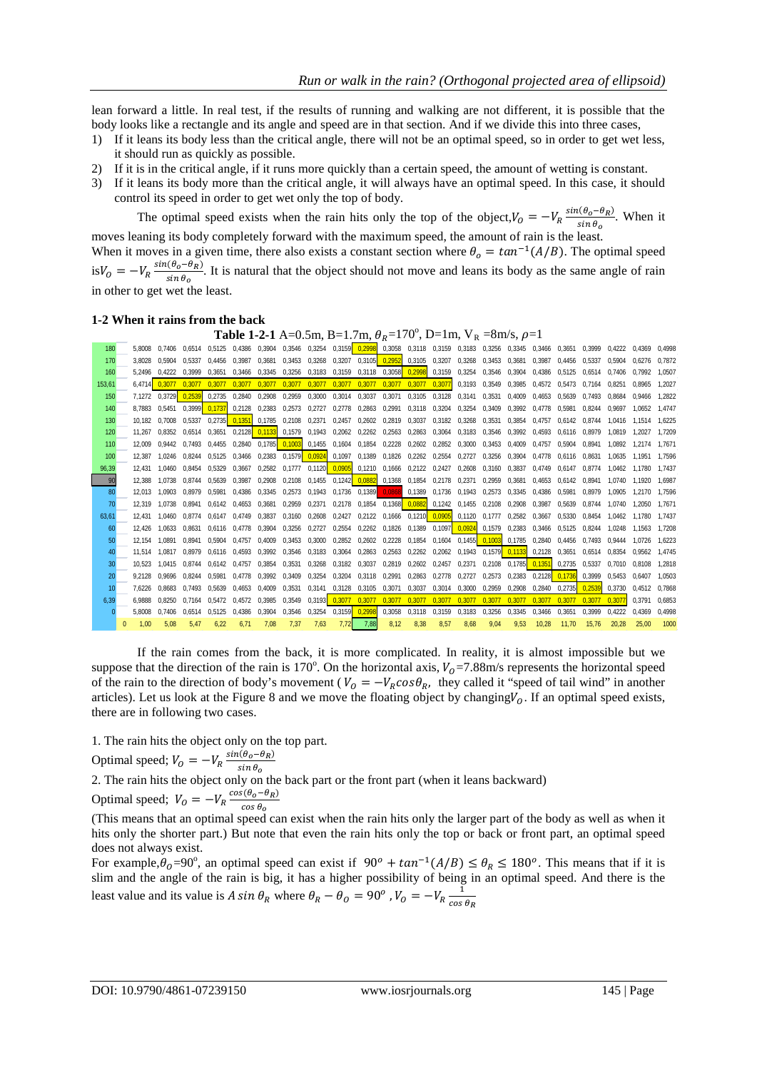lean forward a little. In real test, if the results of running and walking are not different, it is possible that the body looks like a rectangle and its angle and speed are in that section. And if we divide this into three cases,

1) If it leans its body less than the critical angle, there will not be an optimal speed, so in order to get wet less, it should run as quickly as possible.
2) If it is in the critical angle, if it runs more quickly than a certain speed, the amount of wetting is constant.
3) If it leans its body more than the critical angle, it will always have an optimal speed. In this case, it should control its speed in order to get wet only the top of body.

The optimal speed exists when the rain hits only the top of the object,$V_O = -V_R \frac{\sin(\theta_o - \theta_R)}{\sin\theta_o}$. When it moves leaning its body completely forward with the maximum speed, the amount of rain is the least.

When it moves in a given time, there also exists a constant section where $\theta_o = \tan^{-1}(A/B)$. The optimal speed is$V_O = -V_R \frac{\sin(\theta_o - \theta_R)}{\sin\theta_o}$. It is natural that the object should not move and leans its body as the same angle of rain in other to get wet the least.

**1-2 When it rains from the back**

**Table 1-2-1** A=0.5m, B=1.7m, $\theta_R$=170°, D=1m, $V_R$ =8m/s, $\rho$=1

| | 0 | 1,00 | 5,08 | 5,47 | 6,22 | 6,71 | 7,08 | 7,37 | 7,63 | 7,72 | 7,88 | 8,12 | 8,38 | 8,57 | 8,68 | 9,04 | 9,53 | 10,28 | 11,70 | 15,76 | 20,28 | 25,00 | 1000 |
|---|---|---|---|---|---|---|---|---|---|---|---|---|---|---|---|---|---|---|---|---|---|---|---|
| 180 | | 5,8008 | 0,7406 | 0,6514 | 0,5125 | 0,4386 | 0,3904 | 0,3546 | 0,3254 | 0,3159 | 0,2998 | 0,3058 | 0,3118 | 0,3159 | 0,3183 | 0,3256 | 0,3345 | 0,3466 | 0,3651 | 0,3999 | 0,4222 | 0,4369 | 0,4998 |
| 170 | | 3,8028 | 0,5904 | 0,5337 | 0,4456 | 0,3987 | 0,3681 | 0,3453 | 0,3268 | 0,3207 | 0,3105 | 0,2952 | 0,3105 | 0,3207 | 0,3268 | 0,3453 | 0,3681 | 0,3987 | 0,4456 | 0,5337 | 0,5904 | 0,6276 | 0,7872 |
| 160 | | 5,2496 | 0,4222 | 0,3999 | 0,3651 | 0,3466 | 0,3345 | 0,3256 | 0,3183 | 0,3159 | 0,3118 | 0,3058 | 0,2998 | 0,3159 | 0,3254 | 0,3546 | 0,3904 | 0,4386 | 0,5125 | 0,6514 | 0,7406 | 0,7992 | 1,0507 |
| 153,61 | | 6,4714 | 0,3077 | 0,3077 | 0,3077 | 0,3077 | 0,3077 | 0,3077 | 0,3077 | 0,3077 | 0,3077 | 0,3077 | 0,3077 | 0,3077 | 0,3193 | 0,3549 | 0,3985 | 0,4572 | 0,5473 | 0,7164 | 0,8251 | 0,8965 | 1,2027 |
| 150 | | 7,1272 | 0,3729 | 0,2539 | 0,2735 | 0,2840 | 0,2908 | 0,2959 | 0,3000 | 0,3014 | 0,3037 | 0,3071 | 0,3105 | 0,3128 | 0,3141 | 0,3531 | 0,4009 | 0,4653 | 0,5639 | 0,7493 | 0,8684 | 0,9466 | 1,2822 |
| 140 | | 8,7883 | 0,5451 | 0,3999 | 0,1737 | 0,2128 | 0,2383 | 0,2573 | 0,2727 | 0,2778 | 0,2863 | 0,2991 | 0,3118 | 0,3204 | 0,3254 | 0,3409 | 0,3992 | 0,4778 | 0,5981 | 0,8244 | 0,9697 | 1,0652 | 1,4747 |
| 130 | | 10,182 | 0,7008 | 0,5337 | 0,2735 | 0,1351 | 0,1785 | 0,2108 | 0,2371 | 0,2457 | 0,2602 | 0,2819 | 0,3037 | 0,3182 | 0,3268 | 0,3531 | 0,3854 | 0,4757 | 0,6142 | 0,8744 | 1,0416 | 1,1514 | 1,6225 |
| 120 | | 11,267 | 0,8352 | 0,6514 | 0,3651 | 0,2128 | 0,1133 | 0,1579 | 0,1943 | 0,2062 | 0,2262 | 0,2563 | 0,2863 | 0,3064 | 0,3183 | 0,3546 | 0,3992 | 0,4593 | 0,6116 | 0,8979 | 1,0819 | 1,2027 | 1,7209 |
| 110 | | 12,009 | 0,9442 | 0,7493 | 0,4455 | 0,2840 | 0,1785 | 0,1003 | 0,1455 | 0,1604 | 0,1854 | 0,2228 | 0,2602 | 0,2852 | 0,3000 | 0,3453 | 0,4009 | 0,4757 | 0,5904 | 0,8941 | 1,0892 | 1,2174 | 1,7671 |
| 100 | | 12,387 | 1,0246 | 0,8244 | 0,5125 | 0,3466 | 0,2383 | 0,1579 | 0,0924 | 0,1097 | 0,1389 | 0,1826 | 0,2262 | 0,2554 | 0,2727 | 0,3256 | 0,3904 | 0,4778 | 0,6116 | 0,8631 | 1,0635 | 1,1951 | 1,7596 |
| 96,39 | | 12,431 | 1,0460 | 0,8454 | 0,5329 | 0,3667 | 0,2582 | 0,1777 | 0,1120 | 0,0905 | 0,1210 | 0,1666 | 0,2122 | 0,2427 | 0,2608 | 0,3160 | 0,3837 | 0,4749 | 0,6147 | 0,8774 | 1,0462 | 1,1780 | 1,7437 |
| 90 | | 12,388 | 1,0738 | 0,8744 | 0,5639 | 0,3987 | 0,2908 | 0,2108 | 0,1455 | 0,1242 | 0,0882 | 0,1368 | 0,1854 | 0,2178 | 0,2371 | 0,2959 | 0,3681 | 0,4653 | 0,6142 | 0,8941 | 1,0740 | 1,1920 | 1,6987 |
| 80 | | 12,013 | 1,0903 | 0,8979 | 0,5981 | 0,4386 | 0,3345 | 0,2573 | 0,1943 | 0,1736 | 0,1389 | 0,0868 | 0,1389 | 0,1736 | 0,1943 | 0,2573 | 0,3345 | 0,4386 | 0,5981 | 0,8979 | 1,0905 | 1,2170 | 1,7596 |
| 70 | | 12,319 | 1,0738 | 0,8941 | 0,6142 | 0,4653 | 0,3681 | 0,2959 | 0,2371 | 0,2178 | 0,1854 | 0,1368 | 0,0882 | 0,1242 | 0,1455 | 0,2108 | 0,2908 | 0,3987 | 0,5639 | 0,8744 | 1,0740 | 1,2050 | 1,7671 |
| 63,61 | | 12,431 | 1,0460 | 0,8774 | 0,6147 | 0,4749 | 0,3837 | 0,3160 | 0,2608 | 0,2427 | 0,2122 | 0,1666 | 0,1210 | 0,0905 | 0,1120 | 0,1777 | 0,2582 | 0,3667 | 0,5330 | 0,8454 | 1,0462 | 1,1780 | 1,7437 |
| 60 | | 12,426 | 1,0633 | 0,8631 | 0,6116 | 0,4778 | 0,3904 | 0,3256 | 0,2727 | 0,2554 | 0,2262 | 0,1826 | 0,1389 | 0,1097 | 0,0924 | 0,1579 | 0,2383 | 0,3466 | 0,5125 | 0,8244 | 1,0248 | 1,1563 | 1,7208 |
| 50 | | 12,154 | 1,0891 | 0,8941 | 0,5904 | 0,4757 | 0,4009 | 0,3453 | 0,3000 | 0,2852 | 0,2602 | 0,2228 | 0,1854 | 0,1604 | 0,1455 | 0,1003 | 0,1785 | 0,2840 | 0,4456 | 0,7493 | 0,9444 | 1,0726 | 1,6223 |
| 40 | | 11,514 | 1,0817 | 0,8979 | 0,6116 | 0,4593 | 0,3992 | 0,3546 | 0,3183 | 0,3064 | 0,2863 | 0,2563 | 0,2262 | 0,2062 | 0,1943 | 0,1579 | 0,1133 | 0,2128 | 0,3651 | 0,6514 | 0,8354 | 0,9562 | 1,4745 |
| 30 | | 10,523 | 1,0415 | 0,8744 | 0,6142 | 0,4757 | 0,3854 | 0,3531 | 0,3268 | 0,3182 | 0,3037 | 0,2819 | 0,2602 | 0,2457 | 0,2371 | 0,2108 | 0,1785 | 0,1351 | 0,2735 | 0,5337 | 0,7010 | 0,8108 | 1,2818 |
| 20 | | 9,2128 | 0,9696 | 0,8244 | 0,5981 | 0,4778 | 0,3992 | 0,3409 | 0,3254 | 0,3204 | 0,3118 | 0,2991 | 0,2863 | 0,2778 | 0,2727 | 0,2573 | 0,2383 | 0,2128 | 0,1736 | 0,3999 | 0,5453 | 0,6407 | 1,0503 |
| 10 | | 7,6226 | 0,8683 | 0,7493 | 0,5639 | 0,4653 | 0,4009 | 0,3531 | 0,3141 | 0,3128 | 0,3105 | 0,3071 | 0,3037 | 0,3014 | 0,3000 | 0,2959 | 0,2908 | 0,2840 | 0,2735 | 0,2539 | 0,3730 | 0,4512 | 0,7868 |
| 6,39 | | 6,9888 | 0,8250 | 0,7164 | 0,5472 | 0,4572 | 0,3985 | 0,3549 | 0,3193 | 0,3077 | 0,3077 | 0,3077 | 0,3077 | 0,3077 | 0,3077 | 0,3077 | 0,3077 | 0,3077 | 0,3077 | 0,3077 | 0,3077 | 0,3791 | 0,6853 |
| 0 | | 5,8008 | 0,7406 | 0,6514 | 0,5125 | 0,4386 | 0,3904 | 0,3546 | 0,3254 | 0,3159 | 0,2998 | 0,3058 | 0,3118 | 0,3159 | 0,3183 | 0,3256 | 0,3345 | 0,3466 | 0,3651 | 0,3999 | 0,4222 | 0,4369 | 0,4998 |

If the rain comes from the back, it is more complicated. In reality, it is almost impossible but we suppose that the direction of the rain is 170°. On the horizontal axis, $V_O$=7.88m/s represents the horizontal speed of the rain to the direction of body's movement ( $V_O = -V_R\cos\theta_R$, they called it "speed of tail wind" in another articles). Let us look at the Figure 8 and we move the floating object by changing$V_O$. If an optimal speed exists, there are in following two cases.

1. The rain hits the object only on the top part.

Optimal speed; $V_O = -V_R \frac{\sin(\theta_o - \theta_R)}{\sin\theta_o}$

2. The rain hits the object only on the back part or the front part (when it leans backward)

Optimal speed; $V_O = -V_R \frac{\cos(\theta_o - \theta_R)}{\cos\theta_o}$

(This means that an optimal speed can exist when the rain hits only the larger part of the body as well as when it hits only the shorter part.) But note that even the rain hits only the top or back or front part, an optimal speed does not always exist.

For example,$\theta_O$=90°, an optimal speed can exist if $90^o + \tan^{-1}(A/B) \le \theta_R \le 180^o$. This means that if it is slim and the angle of the rain is big, it has a higher possibility of being in an optimal speed. And there is the least value and its value is $A\sin\theta_R$ where $\theta_R - \theta_O = 90^o$ , $V_O = -V_R \frac{1}{\cos\theta_R}$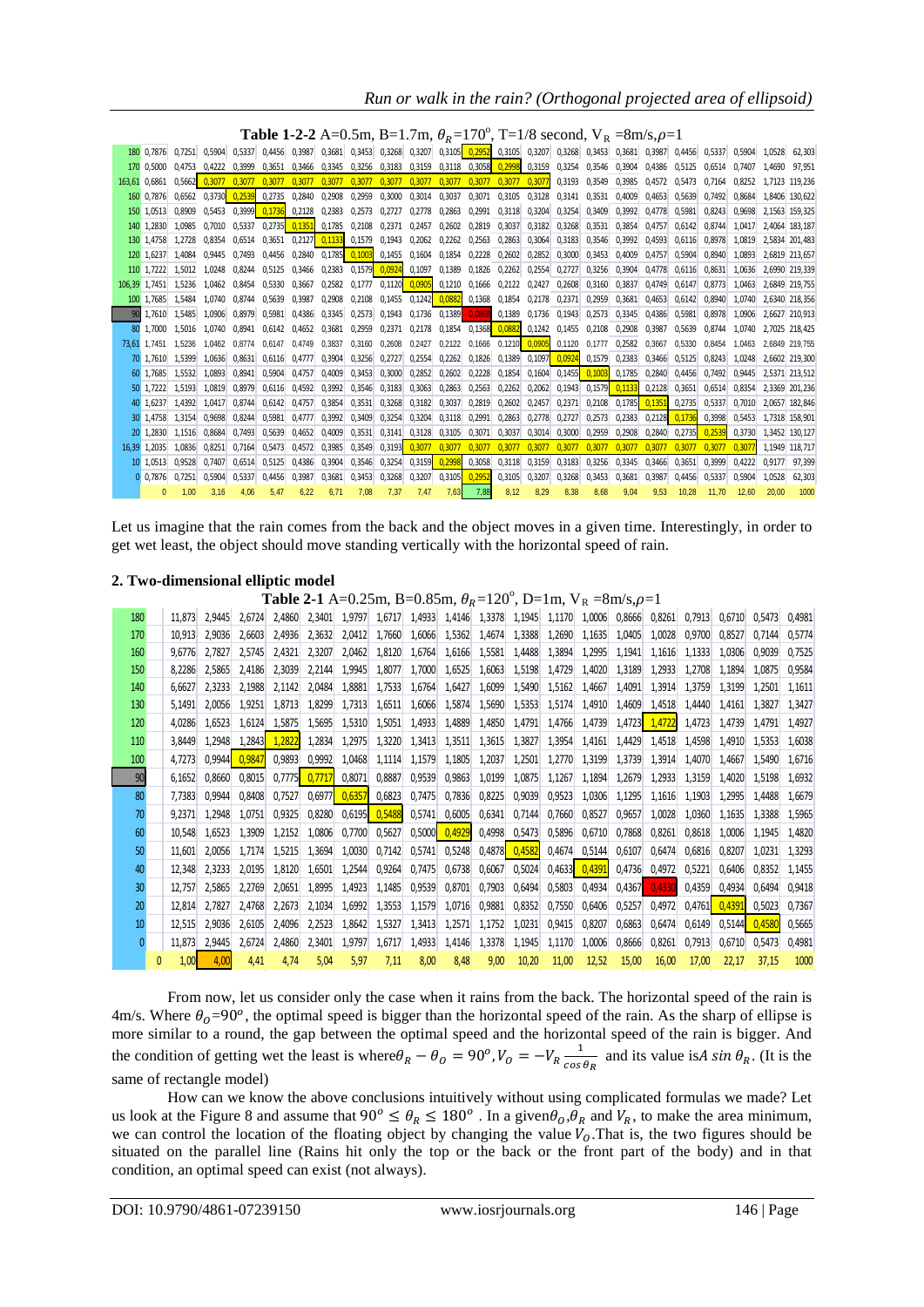**Table 1-2-2** A=0.5m, B=1.7m, $\theta_R$=170°, T=1/8 second, $V_R$ =8m/s,$\rho$=1

| | | | | | | | | | | | | | | | | | | | | | | | | | | |
|---|---|---|---|---|---|---|---|---|---|---|---|---|---|---|---|---|---|---|---|---|---|---|---|---|---|---|
| 180 | 0,7876 | 0,7251 | 0,5904 | 0,5337 | 0,4456 | 0,3987 | 0,3681 | 0,3453 | 0,3268 | 0,3207 | 0,3105 | 0,2952 | 0,3105 | 0,3207 | 0,3268 | 0,3453 | 0,3681 | 0,3987 | 0,4456 | 0,5337 | 0,5904 | 1,0528 | 62,303 |
| 170 | 0,5000 | 0,4753 | 0,4222 | 0,3999 | 0,3651 | 0,3466 | 0,3345 | 0,3256 | 0,3183 | 0,3159 | 0,3118 | 0,3058 | 0,2998 | 0,3159 | 0,3254 | 0,3546 | 0,3904 | 0,4386 | 0,5125 | 0,6514 | 0,7407 | 1,4690 | 97,951 |
| 163,61 | 0,6861 | 0,5662 | 0,3077 | 0,3077 | 0,3077 | 0,3077 | 0,3077 | 0,3077 | 0,3077 | 0,3077 | 0,3077 | 0,3077 | 0,3077 | 0,3077 | 0,3193 | 0,3549 | 0,3985 | 0,4572 | 0,5473 | 0,7164 | 0,8252 | 1,7123 | 119,236 |
| 160 | 0,7876 | 0,6562 | 0,3730 | 0,2539 | 0,2735 | 0,2840 | 0,2908 | 0,2959 | 0,3000 | 0,3014 | 0,3037 | 0,3071 | 0,3105 | 0,3128 | 0,3141 | 0,3531 | 0,4009 | 0,4653 | 0,5639 | 0,7492 | 0,8684 | 1,8406 | 130,622 |
| 150 | 1,0513 | 0,8909 | 0,5453 | 0,3999 | 0,1736 | 0,2128 | 0,2383 | 0,2573 | 0,2727 | 0,2778 | 0,2863 | 0,2991 | 0,3118 | 0,3204 | 0,3254 | 0,3409 | 0,3992 | 0,4778 | 0,5981 | 0,8243 | 0,9698 | 2,1563 | 159,325 |
| 140 | 1,2830 | 1,0985 | 0,7010 | 0,5337 | 0,2735 | 0,1351 | 0,1785 | 0,2108 | 0,2371 | 0,2457 | 0,2602 | 0,2819 | 0,3037 | 0,3182 | 0,3268 | 0,3531 | 0,3854 | 0,4757 | 0,6142 | 0,8744 | 1,0417 | 2,4064 | 183,187 |
| 130 | 1,4758 | 1,2728 | 0,8354 | 0,6514 | 0,3651 | 0,2127 | 0,1133 | 0,1579 | 0,1943 | 0,2062 | 0,2262 | 0,2563 | 0,2863 | 0,3064 | 0,3183 | 0,3546 | 0,3992 | 0,4593 | 0,6116 | 0,8978 | 1,0819 | 2,5834 | 201,483 |
| 120 | 1,6237 | 1,4084 | 0,9445 | 0,7493 | 0,4456 | 0,2840 | 0,1785 | 0,1003 | 0,1455 | 0,1604 | 0,1854 | 0,2228 | 0,2602 | 0,2852 | 0,3000 | 0,3453 | 0,4009 | 0,4757 | 0,5904 | 0,8940 | 1,0893 | 2,6819 | 213,657 |
| 110 | 1,7222 | 1,5012 | 1,0248 | 0,8244 | 0,5125 | 0,3466 | 0,2383 | 0,1579 | 0,0924 | 0,1097 | 0,1389 | 0,1826 | 0,2262 | 0,2554 | 0,2727 | 0,3256 | 0,3904 | 0,4778 | 0,6116 | 0,8631 | 1,0636 | 2,6990 | 219,339 |
| 106,39 | 1,7451 | 1,5236 | 1,0462 | 0,8454 | 0,5330 | 0,3667 | 0,2582 | 0,1777 | 0,1120 | 0,0905 | 0,1210 | 0,1666 | 0,2122 | 0,2427 | 0,2608 | 0,3160 | 0,3837 | 0,4749 | 0,6147 | 0,8773 | 1,0463 | 2,6849 | 219,755 |
| 100 | 1,7685 | 1,5484 | 1,0740 | 0,8744 | 0,5639 | 0,3987 | 0,2908 | 0,2108 | 0,1455 | 0,1242 | 0,0882 | 0,1368 | 0,1854 | 0,2178 | 0,2371 | 0,2959 | 0,3681 | 0,4653 | 0,6142 | 0,8940 | 1,0740 | 2,6340 | 218,356 |
| 90 | 1,7610 | 1,5485 | 1,0906 | 0,8979 | 0,5981 | 0,4386 | 0,3345 | 0,2573 | 0,1943 | 0,1736 | 0,1389 | 0,0868 | 0,1389 | 0,1736 | 0,1943 | 0,2573 | 0,3345 | 0,4386 | 0,5981 | 0,8978 | 1,0906 | 2,6627 | 210,913 |
| 80 | 1,7000 | 1,5016 | 1,0740 | 0,8941 | 0,6142 | 0,4652 | 0,3681 | 0,2959 | 0,2371 | 0,2178 | 0,1854 | 0,1368 | 0,0882 | 0,1242 | 0,1455 | 0,2108 | 0,2908 | 0,3987 | 0,5639 | 0,8744 | 1,0740 | 2,7025 | 218,425 |
| 73,61 | 1,7451 | 1,5236 | 1,0462 | 0,8774 | 0,6147 | 0,4749 | 0,3837 | 0,3160 | 0,2608 | 0,2427 | 0,2122 | 0,1666 | 0,1210 | 0,0905 | 0,1120 | 0,1777 | 0,2582 | 0,3667 | 0,5330 | 0,8454 | 1,0463 | 2,6849 | 219,755 |
| 70 | 1,7610 | 1,5399 | 1,0636 | 0,8631 | 0,6116 | 0,4777 | 0,3904 | 0,3256 | 0,2727 | 0,2554 | 0,2262 | 0,1826 | 0,1389 | 0,1097 | 0,0924 | 0,1579 | 0,2383 | 0,3466 | 0,5125 | 0,8243 | 1,0248 | 2,6602 | 219,300 |
| 60 | 1,7685 | 1,5532 | 1,0893 | 0,8941 | 0,5904 | 0,4757 | 0,4009 | 0,3453 | 0,3000 | 0,2852 | 0,2602 | 0,2228 | 0,1854 | 0,1604 | 0,1455 | 0,1003 | 0,1785 | 0,2840 | 0,4456 | 0,7492 | 0,9445 | 2,5371 | 213,512 |
| 50 | 1,7222 | 1,5193 | 1,0819 | 0,8979 | 0,6116 | 0,4592 | 0,3992 | 0,3546 | 0,3183 | 0,3063 | 0,2863 | 0,2563 | 0,2262 | 0,2062 | 0,1943 | 0,1579 | 0,1133 | 0,2128 | 0,3651 | 0,6514 | 0,8354 | 2,3369 | 201,236 |
| 40 | 1,6237 | 1,4392 | 1,0417 | 0,8744 | 0,6142 | 0,4757 | 0,3854 | 0,3531 | 0,3268 | 0,3182 | 0,3037 | 0,2819 | 0,2602 | 0,2457 | 0,2371 | 0,2108 | 0,1785 | 0,1351 | 0,2735 | 0,5337 | 0,7010 | 2,0657 | 182,846 |
| 30 | 1,4758 | 1,3154 | 0,9698 | 0,8244 | 0,5981 | 0,4777 | 0,3992 | 0,3409 | 0,3254 | 0,3204 | 0,3118 | 0,2991 | 0,2863 | 0,2778 | 0,2727 | 0,2573 | 0,2383 | 0,2128 | 0,1736 | 0,3998 | 0,5453 | 1,7318 | 158,901 |
| 20 | 1,2830 | 1,1516 | 0,8684 | 0,7493 | 0,5639 | 0,4652 | 0,4009 | 0,3531 | 0,3141 | 0,3128 | 0,3105 | 0,3071 | 0,3037 | 0,3014 | 0,3000 | 0,2959 | 0,2908 | 0,2840 | 0,2735 | 0,2539 | 0,3730 | 1,3452 | 130,127 |
| 16,39 | 1,2035 | 1,0836 | 0,8251 | 0,7164 | 0,5473 | 0,4572 | 0,3985 | 0,3549 | 0,3193 | 0,3077 | 0,3077 | 0,3077 | 0,3077 | 0,3077 | 0,3077 | 0,3077 | 0,3077 | 0,3077 | 0,3077 | 0,3077 | 0,3077 | 1,1949 | 118,717 |
| 10 | 1,0513 | 0,9528 | 0,7407 | 0,6514 | 0,5125 | 0,4386 | 0,3904 | 0,3546 | 0,3254 | 0,3159 | 0,2998 | 0,3058 | 0,3118 | 0,3159 | 0,3183 | 0,3256 | 0,3345 | 0,3466 | 0,3651 | 0,3999 | 0,4222 | 0,9177 | 97,399 |
| 0 | 0,7876 | 0,7251 | 0,5904 | 0,5337 | 0,4456 | 0,3987 | 0,3681 | 0,3453 | 0,3268 | 0,3207 | 0,3105 | 0,2952 | 0,3105 | 0,3207 | 0,3268 | 0,3453 | 0,3681 | 0,3987 | 0,4456 | 0,5337 | 0,5904 | 1,0528 | 62,303 |
| | 0 | 1,00 | 3,16 | 4,06 | 5,47 | 6,22 | 6,71 | 7,08 | 7,37 | 7,47 | 7,63 | 7,88 | 8,12 | 8,29 | 8,38 | 8,68 | 9,04 | 9,53 | 10,28 | 11,70 | 12,60 | 20,00 | 1000 |

Let us imagine that the rain comes from the back and the object moves in a given time. Interestingly, in order to get wet least, the object should move standing vertically with the horizontal speed of rain.

## 2. Two-dimensional elliptic model

**Table 2-1** A=0.25m, B=0.85m, $\theta_R$=120°, D=1m, $V_R$ =8m/s,$\rho$=1

| | | | | | | | | | | | | | | | | | | | | | | |
|---|---|---|---|---|---|---|---|---|---|---|---|---|---|---|---|---|---|---|---|---|---|---|
| 180 | 11,873 | 2,9445 | 2,6724 | 2,4860 | 2,3401 | 1,9797 | 1,6717 | 1,4933 | 1,4146 | 1,3378 | 1,1945 | 1,1170 | 1,0006 | 0,8666 | 0,8261 | 0,7913 | 0,6710 | 0,5473 | 0,4981 |
| 170 | 10,913 | 2,9036 | 2,6603 | 2,4936 | 2,3632 | 2,0412 | 1,7660 | 1,6066 | 1,5362 | 1,4674 | 1,3388 | 1,2690 | 1,1635 | 1,0405 | 1,0028 | 0,9700 | 0,8527 | 0,7144 | 0,5774 |
| 160 | 9,6776 | 2,7827 | 2,5745 | 2,4321 | 2,3207 | 2,0462 | 1,8120 | 1,6764 | 1,6166 | 1,5581 | 1,4488 | 1,3894 | 1,2995 | 1,1941 | 1,1616 | 1,1333 | 1,0306 | 0,9039 | 0,7525 |
| 150 | 8,2286 | 2,5865 | 2,4186 | 2,3039 | 2,2144 | 1,9945 | 1,8077 | 1,7000 | 1,6525 | 1,6063 | 1,5198 | 1,4729 | 1,4020 | 1,3189 | 1,2933 | 1,2708 | 1,1894 | 1,0875 | 0,9584 |
| 140 | 6,6627 | 2,3233 | 2,1988 | 2,1142 | 2,0484 | 1,8881 | 1,7533 | 1,6764 | 1,6427 | 1,6099 | 1,5490 | 1,5162 | 1,4667 | 1,4091 | 1,3914 | 1,3759 | 1,3199 | 1,2501 | 1,1611 |
| 130 | 5,1491 | 2,0056 | 1,9251 | 1,8713 | 1,8299 | 1,7313 | 1,6511 | 1,6066 | 1,5874 | 1,5690 | 1,5353 | 1,5174 | 1,4910 | 1,4609 | 1,4518 | 1,4440 | 1,4161 | 1,3827 | 1,3427 |
| 120 | 4,0286 | 1,6523 | 1,6124 | 1,5875 | 1,5695 | 1,5310 | 1,5051 | 1,4933 | 1,4889 | 1,4850 | 1,4791 | 1,4766 | 1,4739 | 1,4723 | 1,4722 | 1,4723 | 1,4739 | 1,4791 | 1,4927 |
| 110 | 3,8449 | 1,2948 | 1,2843 | 1,2822 | 1,2834 | 1,2975 | 1,3220 | 1,3413 | 1,3511 | 1,3615 | 1,3827 | 1,3954 | 1,4161 | 1,4429 | 1,4518 | 1,4598 | 1,4910 | 1,5353 | 1,6038 |
| 100 | 4,7273 | 0,9944 | 0,9847 | 0,9893 | 0,9992 | 1,0468 | 1,1114 | 1,1579 | 1,1805 | 1,2037 | 1,2501 | 1,2770 | 1,3199 | 1,3739 | 1,3914 | 1,4070 | 1,4667 | 1,5490 | 1,6716 |
| 90 | 6,1652 | 0,8660 | 0,8015 | 0,7775 | 0,7717 | 0,8071 | 0,8887 | 0,9539 | 0,9863 | 1,0199 | 1,0875 | 1,1267 | 1,1894 | 1,2679 | 1,2933 | 1,3159 | 1,4020 | 1,5198 | 1,6932 |
| 80 | 7,7383 | 0,9944 | 0,8408 | 0,7527 | 0,6977 | 0,6357 | 0,6823 | 0,7475 | 0,7836 | 0,8225 | 0,9039 | 0,9523 | 1,0306 | 1,1295 | 1,1616 | 1,1903 | 1,2995 | 1,4488 | 1,6679 |
| 70 | 9,2371 | 1,2948 | 1,0751 | 0,9325 | 0,8280 | 0,6195 | 0,5488 | 0,5741 | 0,6005 | 0,6341 | 0,7144 | 0,7660 | 0,8527 | 0,9657 | 1,0028 | 1,0360 | 1,1635 | 1,3388 | 1,5965 |
| 60 | 10,548 | 1,6523 | 1,3909 | 1,2152 | 1,0806 | 0,7700 | 0,5627 | 0,5000 | 0,4929 | 0,4998 | 0,5473 | 0,5896 | 0,6710 | 0,7868 | 0,8261 | 0,8618 | 1,0006 | 1,1945 | 1,4820 |
| 50 | 11,601 | 2,0056 | 1,7174 | 1,5215 | 1,3694 | 1,0030 | 0,7142 | 0,5741 | 0,5248 | 0,4878 | 0,4582 | 0,4674 | 0,5144 | 0,6107 | 0,6474 | 0,6816 | 0,8207 | 1,0231 | 1,3293 |
| 40 | 12,348 | 2,3233 | 2,0195 | 1,8120 | 1,6501 | 1,2544 | 0,9264 | 0,7475 | 0,6738 | 0,6067 | 0,5024 | 0,4633 | 0,4391 | 0,4736 | 0,4972 | 0,5221 | 0,6406 | 0,8352 | 1,1455 |
| 30 | 12,757 | 2,5865 | 2,2769 | 2,0651 | 1,8995 | 1,4923 | 1,1485 | 0,9539 | 0,8701 | 0,7903 | 0,6494 | 0,5803 | 0,4934 | 0,4367 | 0,4330 | 0,4359 | 0,4934 | 0,6494 | 0,9418 |
| 20 | 12,814 | 2,7827 | 2,4768 | 2,2673 | 2,1034 | 1,6992 | 1,3553 | 1,1579 | 1,0716 | 0,9881 | 0,8352 | 0,7550 | 0,6406 | 0,5257 | 0,4972 | 0,4761 | 0,4391 | 0,5023 | 0,7367 |
| 10 | 12,515 | 2,9036 | 2,6105 | 2,4096 | 2,2523 | 1,8642 | 1,5327 | 1,3413 | 1,2571 | 1,1752 | 1,0231 | 0,9415 | 0,8207 | 0,6863 | 0,6474 | 0,6149 | 0,5144 | 0,4580 | 0,5665 |
| 0 | 11,873 | 2,9445 | 2,6724 | 2,4860 | 2,3401 | 1,9797 | 1,6717 | 1,4933 | 1,4146 | 1,3378 | 1,1945 | 1,1170 | 1,0006 | 0,8666 | 0,8261 | 0,7913 | 0,6710 | 0,5473 | 0,4981 |
| | 0 | 1,00 | 4,00 | 4,41 | 4,74 | 5,04 | 5,97 | 7,11 | 8,00 | 8,48 | 9,00 | 10,20 | 11,00 | 12,52 | 15,00 | 16,00 | 17,00 | 22,17 | 37,15 | 1000 |

From now, let us consider only the case when it rains from the back. The horizontal speed of the rain is 4m/s. Where $\theta_O$=90°, the optimal speed is bigger than the horizontal speed of the rain. As the sharp of ellipse is more similar to a round, the gap between the optimal speed and the horizontal speed of the rain is bigger. And the condition of getting wet the least is where $\theta_R - \theta_O = 90^o, V_O = -V_R \frac{1}{\cos\theta_R}$ and its value is $A \sin\theta_R$. (It is the same of rectangle model)

How can we know the above conclusions intuitively without using complicated formulas we made? Let us look at the Figure 8 and assume that $90^o \leq \theta_R \leq 180^o$ . In a given $\theta_O$, $\theta_R$ and $V_R$, to make the area minimum, we can control the location of the floating object by changing the value $V_O$. That is, the two figures should be situated on the parallel line (Rains hit only the top or the back or the front part of the body) and in that condition, an optimal speed can exist (not always).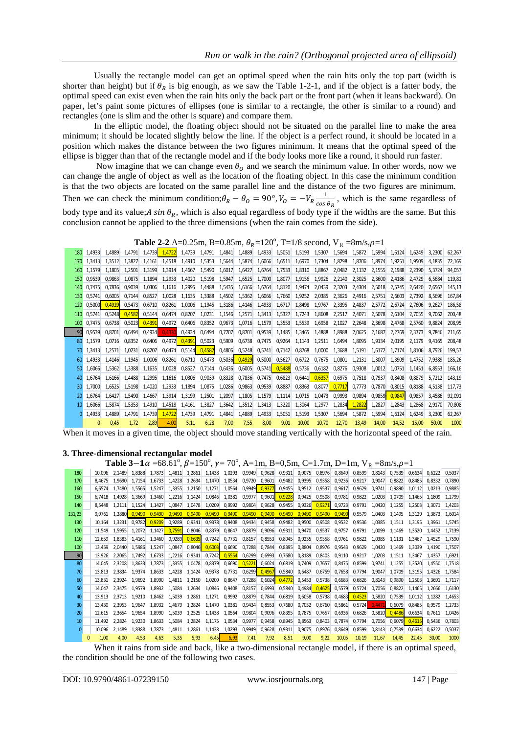Usually the rectangle model can get an optimal speed when the rain hits only the top part (width is shorter than height) but if $\theta_R$ is big enough, as we saw the Table 1-2-1, and if the object is a fatter body, the optimal speed can exist even when the rain hits only the back part or the front part (when it leans backward). On paper, let's paint some pictures of ellipses (one is similar to a rectangle, the other is similar to a round) and rectangles (one is slim and the other is square) and compare them.

In the elliptic model, the floating object should not be situated on the parallel line to make the area minimum; it should be located slightly below the line. If the object is a perfect round, it should be located in a position which makes the distance between the two figures minimum. It means that the optimal speed of the ellipse is bigger than that of the rectangle model and if the body looks more like a round, it should run faster.

Now imagine that we can change even $\theta_O$ and we search the minimum value. In other words, now we can change the angle of object as well as the location of the floating object. In this case the minimum condition is that the two objects are located on the same parallel line and the distance of the two figures are minimum. Then we can check the minimum condition; $\theta_R - \theta_O = 90^o, V_O = -V_R \frac{1}{\cos \theta_R}$, which is the same regardless of body type and its value; $A \sin \theta_R$, which is also equal regardless of body type if the widths are the same. But this conclusion cannot be applied to the three dimensions (when the rain comes from the side).

**Table 2-2** A=0.25m, B=0.85m, $\theta_R$=120°, T=1/8 second, $V_R$ =8m/s, $\rho$=1

| | | | | | | | | | | | | | | | | | | | | |
|---|---|---|---|---|---|---|---|---|---|---|---|---|---|---|---|---|---|---|---|---|
| 180 | 1,4933 | 1,4889 | 1,4791 | 1,4739 | 1,4722 | 1,4739 | 1,4791 | 1,4841 | 1,4889 | 1,4933 | 1,5051 | 1,5193 | 1,5307 | 1,5694 | 1,5872 | 1,5994 | 1,6124 | 1,6249 | 3,2300 | 62,267 |
| 170 | 1,3413 | 1,3512 | 1,3827 | 1,4161 | 1,4518 | 1,4910 | 1,5353 | 1,5644 | 1,5874 | 1,6066 | 1,6511 | 1,6970 | 1,7304 | 1,8298 | 1,8706 | 1,8974 | 1,9251 | 1,9509 | 4,1835 | 72,169 |
| 160 | 1,1579 | 1,1805 | 1,2501 | 1,3199 | 1,3914 | 1,4667 | 1,5490 | 1,6017 | 1,6427 | 1,6764 | 1,7533 | 1,8310 | 1,8867 | 2,0482 | 2,1132 | 2,1555 | 2,1988 | 2,2390 | 5,3724 | 94,057 |
| 150 | 0,9539 | 0,9863 | 1,0875 | 1,1894 | 1,2933 | 1,4020 | 1,5198 | 1,5947 | 1,6525 | 1,7000 | 1,8077 | 1,9156 | 1,9926 | 2,2140 | 2,3025 | 2,3600 | 2,4186 | 2,4729 | 6,5684 | 119,81 |
| 140 | 0,7475 | 0,7836 | 0,9039 | 1,0306 | 1,1616 | 1,2995 | 1,4488 | 1,5435 | 1,6166 | 1,6764 | 1,8120 | 1,9474 | 2,0439 | 2,3203 | 2,4304 | 2,5018 | 2,5745 | 2,6420 | 7,6567 | 145,13 |
| 130 | 0,5741 | 0,6005 | 0,7144 | 0,8527 | 1,0028 | 1,1635 | 1,3388 | 1,4502 | 1,5362 | 1,6066 | 1,7660 | 1,9252 | 2,0385 | 2,3626 | 2,4916 | 2,5751 | 2,6603 | 2,7392 | 8,5696 | 167,84 |
| 120 | 0,5000 | 0,4929 | 0,5473 | 0,6710 | 0,8261 | 1,0006 | 1,1945 | 1,3186 | 1,4146 | 1,4933 | 1,6717 | 1,8498 | 1,9767 | 2,3395 | 2,4837 | 2,5772 | 2,6724 | 2,7606 | 9,2627 | 186,58 |
| 110 | 0,5741 | 0,5248 | 0,4582 | 0,5144 | 0,6474 | 0,8207 | 1,0231 | 1,1546 | 1,2571 | 1,3413 | 1,5327 | 1,7243 | 1,8608 | 2,2517 | 2,4071 | 2,5078 | 2,6104 | 2,7055 | 9,7062 | 200,48 |
| 100 | 0,7475 | 0,6738 | 0,5023 | 0,4391 | 0,4972 | 0,6406 | 0,8352 | 0,9673 | 1,0716 | 1,1579 | 1,3553 | 1,5539 | 1,6958 | 2,1027 | 2,2648 | 2,3698 | 2,4768 | 2,5760 | 9,8824 | 208,95 |
| 90 | 0,9539 | 0,8701 | 0,6494 | 0,4934 | 0,4330 | 0,4934 | 0,6494 | 0,7707 | 0,8701 | 0,9539 | 1,1485 | 1,3465 | 1,4888 | 1,8988 | 2,0625 | 2,1687 | 2,2769 | 2,3773 | 9,7846 | 211,65 |
| 80 | 1,1579 | 1,0716 | 0,8352 | 0,6406 | 0,4972 | 0,4391 | 0,5023 | 0,5909 | 0,6738 | 0,7475 | 0,9264 | 1,1143 | 1,2511 | 1,6494 | 1,8095 | 1,9134 | 2,0195 | 2,1179 | 9,4165 | 208,48 |
| 70 | 1,3413 | 1,2571 | 1,0231 | 0,8207 | 0,6474 | 0,5144 | 0,4582 | 0,4806 | 0,5248 | 0,5741 | 0,7142 | 0,8768 | 1,0000 | 1,3688 | 1,5191 | 1,6172 | 1,7174 | 1,8106 | 8,7926 | 199,57 |
| 60 | 1,4933 | 1,4146 | 1,1945 | 1,0006 | 0,8261 | 0,6710 | 0,5473 | 0,5036 | 0,4929 | 0,5000 | 0,5627 | 0,6722 | 0,7675 | 1,0801 | 1,2131 | 1,3007 | 1,3909 | 1,4752 | 7,9389 | 185,26 |
| 50 | 1,6066 | 1,5362 | 1,3388 | 1,1635 | 1,0028 | 0,8527 | 0,7144 | 0,6436 | 0,6005 | 0,5741 | 0,5488 | 0,5736 | 0,6182 | 0,8276 | 0,9308 | 1,0012 | 1,0751 | 1,1451 | 6,8953 | 166,16 |
| 40 | 1,6764 | 1,6166 | 1,4488 | 1,2995 | 1,1616 | 1,0306 | 0,9039 | 0,8328 | 0,7836 | 0,7475 | 0,6823 | 0,6441 | 0,6357 | 0,6975 | 0,7518 | 0,7937 | 0,8408 | 0,8879 | 5,7212 | 143,19 |
| 30 | 1,7000 | 1,6525 | 1,5198 | 1,4020 | 1,2933 | 1,1894 | 1,0875 | 1,0286 | 0,9863 | 0,9539 | 0,8887 | 0,8363 | 0,8077 | 0,7717 | 0,7773 | 0,7870 | 0,8015 | 0,8188 | 4,5138 | 117,73 |
| 20 | 1,6764 | 1,6427 | 1,5490 | 1,4667 | 1,3914 | 1,3199 | 1,2501 | 1,2097 | 1,1805 | 1,1579 | 1,1114 | 1,0715 | 1,0473 | 0,9993 | 0,9894 | 0,9859 | 0,9847 | 0,9857 | 3,4586 | 92,091 |
| 10 | 1,6066 | 1,5874 | 1,5353 | 1,4910 | 1,4518 | 1,4161 | 1,3827 | 1,3642 | 1,3512 | 1,3413 | 1,3220 | 1,3064 | 1,2977 | 1,2834 | 1,2822 | 1,2827 | 1,2843 | 1,2868 | 2,9170 | 70,808 |
| 0 | 1,4933 | 1,4889 | 1,4791 | 1,4739 | 1,4722 | 1,4739 | 1,4791 | 1,4841 | 1,4889 | 1,4933 | 1,5051 | 1,5193 | 1,5307 | 1,5694 | 1,5872 | 1,5994 | 1,6124 | 1,6249 | 3,2300 | 62,267 |
| | 0 | 0,45 | 1,72 | 2,89 | 4,00 | 5,11 | 6,28 | 7,00 | 7,55 | 8,00 | 9,01 | 10,00 | 10,70 | 12,70 | 13,49 | 14,00 | 14,52 | 15,00 | 50,00 | 1000 |

When it moves in a given time, the object should move standing vertically with the horizontal speed of the rain.

### 3. Three-dimensional rectangular model

**Table 3−1** $\alpha$ =68.61°, $\beta$=150°, $\gamma$= 70°, A=1m, B=0,5m, C=1.7m, D=1m, $V_R$ =8m/s, $\rho$=1

| | | | | | | | | | | | | | | | | | | | | |
|---|---|---|---|---|---|---|---|---|---|---|---|---|---|---|---|---|---|---|---|---|
| 180 | 10,096 | 2,1489 | 1,8388 | 1,7873 | 1,4811 | 1,2861 | 1,1438 | 1,0293 | 0,9949 | 0,9628 | 0,9311 | 0,9075 | 0,8976 | 0,8649 | 0,8599 | 0,8143 | 0,7539 | 0,6634 | 0,6222 | 0,5037 |
| 170 | 8,4675 | 1,9690 | 1,7154 | 1,6733 | 1,4228 | 1,2634 | 1,1470 | 1,0534 | 0,9720 | 0,9601 | 0,9482 | 0,9395 | 0,9358 | 0,9236 | 0,9217 | 0,9047 | 0,8822 | 0,8485 | 0,8332 | 0,7890 |
| 160 | 6,6574 | 1,7480 | 1,5565 | 1,5247 | 1,3355 | 1,2150 | 1,1271 | 1,0564 | 0,9949 | 0,9377 | 0,9455 | 0,9512 | 0,9537 | 0,9617 | 0,9629 | 0,9741 | 0,9890 | 1,0112 | 1,0213 | 0,9885 |
| 150 | 6,7418 | 1,4928 | 1,3669 | 1,3460 | 1,2216 | 1,1424 | 1,0846 | 1,0381 | 0,9977 | 0,9601 | 0,9228 | 0,9425 | 0,9508 | 0,9781 | 0,9822 | 1,0203 | 1,0709 | 1,1465 | 1,1809 | 1,2799 |
| 140 | 8,5448 | 1,2111 | 1,1524 | 1,1427 | 1,0847 | 1,0478 | 1,0209 | 0,9992 | 0,9804 | 0,9628 | 0,9455 | 0,9326 | 0,9271 | 0,9723 | 0,9791 | 1,0420 | 1,1255 | 1,2503 | 1,3071 | 1,4203 |
| 131,23 | 9,9761 | 1,2880 | 0,9490 | 0,9490 | 0,9490 | 0,9490 | 0,9490 | 0,9490 | 0,9490 | 0,9490 | 0,9490 | 0,9490 | 0,9490 | 0,9490 | 0,9579 | 1,0403 | 1,1495 | 1,3129 | 1,3873 | 1,6014 |
| 130 | 10,164 | 1,3231 | 0,9782 | 0,9209 | 0,9289 | 0,9341 | 0,9378 | 0,9408 | 0,9434 | 0,9458 | 0,9482 | 0,9500 | 0,9508 | 0,9532 | 0,9536 | 1,0385 | 1,1511 | 1,3195 | 1,3961 | 1,5745 |
| 120 | 11,549 | 1,5955 | 1,2072 | 1,1427 | 0,7591 | 0,8046 | 0,8379 | 0,8647 | 0,8879 | 0,9096 | 0,9311 | 0,9470 | 0,9537 | 0,9757 | 0,9791 | 1,0099 | 1,1469 | 1,3520 | 1,4452 | 1,7139 |
| 110 | 12,659 | 1,8383 | 1,4161 | 1,3460 | 0,9289 | 0,6635 | 0,7242 | 0,7731 | 0,8157 | 0,8553 | 0,8945 | 0,9235 | 0,9358 | 0,9761 | 0,9822 | 1,0385 | 1,1131 | 1,3467 | 1,4529 | 1,7590 |
| 100 | 13,459 | 2,0440 | 1,5986 | 1,5247 | 1,0847 | 0,8046 | 0,6003 | 0,6690 | 0,7288 | 0,7844 | 0,8395 | 0,8804 | 0,8976 | 0,9543 | 0,9629 | 1,0420 | 1,1469 | 1,3039 | 1,4190 | 1,7507 |
| 90 | 13,926 | 2,2065 | 1,7492 | 1,6733 | 1,2216 | 0,9341 | 0,7242 | 0,5554 | 0,6299 | 0,6993 | 0,7680 | 0,8189 | 0,8403 | 0,9110 | 0,9217 | 1,0203 | 1,1511 | 1,3467 | 1,4357 | 1,6921 |
| 80 | 14,045 | 2,3208 | 1,8633 | 1,7873 | 1,3355 | 1,0478 | 0,8379 | 0,6690 | 0,5221 | 0,6024 | 0,6819 | 0,7409 | 0,7657 | 0,8475 | 0,8599 | 0,9741 | 1,1255 | 1,3520 | 1,4550 | 1,7518 |
| 70 | 13,813 | 2,3834 | 1,9374 | 1,8633 | 1,4228 | 1,1424 | 0,9378 | 0,7731 | 0,6299 | 0,4967 | 0,5840 | 0,6487 | 0,6759 | 0,7658 | 0,7794 | 0,9047 | 1,0709 | 1,3195 | 1,4326 | 1,7584 |
| 60 | 13,831 | 2,3924 | 1,9692 | 1,8990 | 1,4811 | 1,2150 | 1,0209 | 0,8647 | 0,7288 | 0,6024 | 0,4772 | 0,5453 | 0,5738 | 0,6683 | 0,6826 | 0,8143 | 0,9890 | 1,2503 | 1,3691 | 1,7117 |
| 50 | 14,047 | 2,3475 | 1,9579 | 1,8932 | 1,5084 | 1,2634 | 1,0846 | 0,9408 | 0,8157 | 0,6993 | 0,5840 | 0,4984 | 0,4625 | 0,5579 | 0,5724 | 0,7056 | 0,8822 | 1,1465 | 1,2666 | 1,6130 |
| 40 | 13,913 | 2,3713 | 1,9210 | 1,8462 | 1,5039 | 1,2861 | 1,1271 | 0,9992 | 0,8879 | 0,7844 | 0,6819 | 0,6058 | 0,5738 | 0,4683 | 0,4523 | 0,5820 | 0,7539 | 1,0112 | 1,1282 | 1,4653 |
| 30 | 13,430 | 2,3953 | 1,9647 | 1,8932 | 1,4679 | 1,2824 | 1,1470 | 1,0381 | 0,9434 | 0,8553 | 0,7680 | 0,7032 | 0,6760 | 0,5861 | 0,5724 | 0,4471 | 0,6079 | 0,8485 | 0,9579 | 1,2733 |
| 20 | 12,615 | 2,3654 | 1,9654 | 1,8990 | 1,5039 | 1,2525 | 1,1438 | 1,0564 | 0,9804 | 0,9096 | 0,8395 | 0,7875 | 0,7657 | 0,6936 | 0,6826 | 0,5820 | 0,4486 | 0,6634 | 0,7611 | 1,0426 |
| 10 | 11,492 | 2,2824 | 1,9230 | 1,8633 | 1,5084 | 1,2824 | 1,1175 | 1,0534 | 0,9977 | 0,9458 | 0,8945 | 0,8563 | 0,8403 | 0,7874 | 0,7794 | 0,7056 | 0,6079 | 0,4615 | 0,5436 | 0,7803 |
| 0 | 10,096 | 2,1489 | 1,8388 | 1,7873 | 1,4811 | 1,2861 | 1,1438 | 1,0293 | 0,9949 | 0,9628 | 0,9311 | 0,9075 | 0,8976 | 0,8649 | 0,8599 | 0,8143 | 0,7539 | 0,6634 | 0,6222 | 0,5037 |
| | 0 | 1,00 | 4,00 | 4,53 | 4,63 | 5,35 | 5,93 | 6,45 | 6,93 | 7,41 | 7,92 | 8,51 | 9,00 | 9,22 | 10,05 | 10,19 | 11,67 | 14,45 | 22,45 | 30,00 | 1000 |

When it rains from side and back, like a two-dimensional rectangle model, if there is an optimal speed, the condition should be one of the following two cases.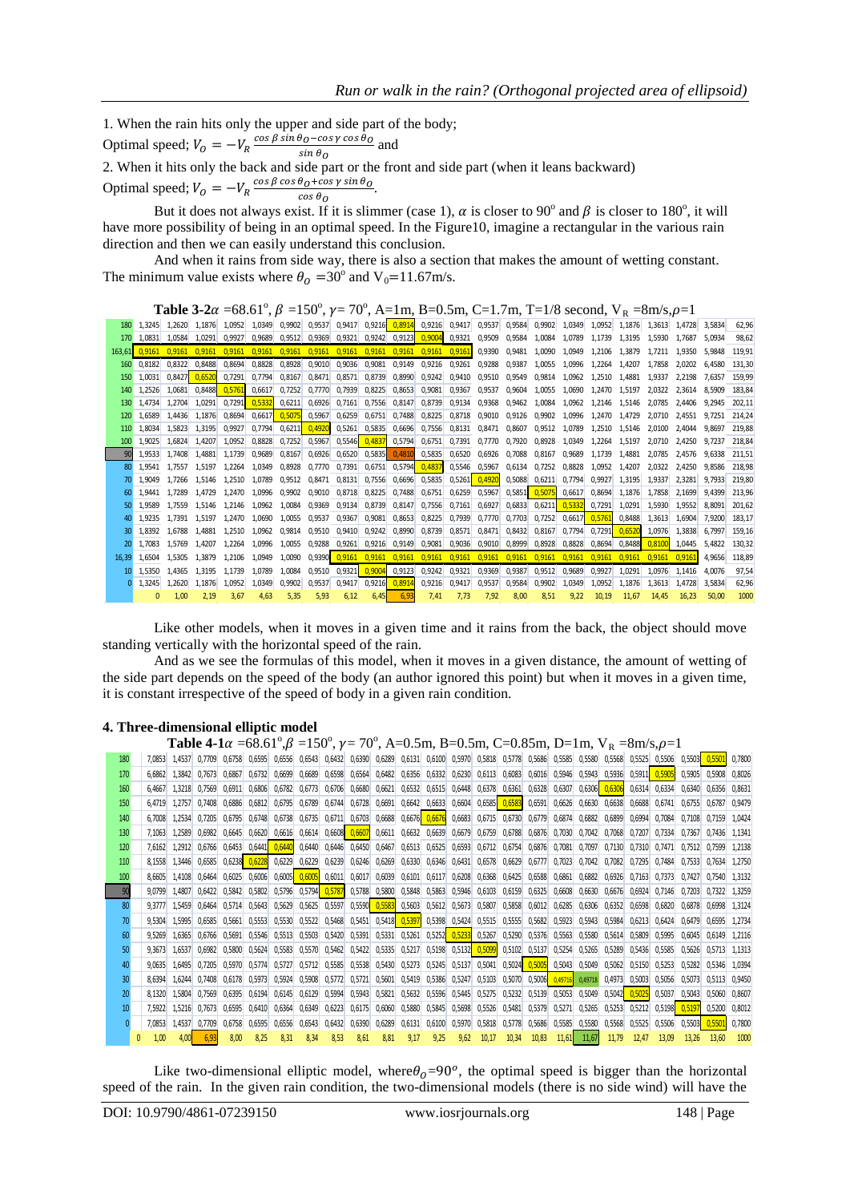1. When the rain hits only the upper and side part of the body;

Optimal speed; $V_O = -V_R \frac{\cos\beta \sin\theta_O - \cos\gamma \cos\theta_O}{\sin\theta_O}$ and

2. When it hits only the back and side part or the front and side part (when it leans backward)

Optimal speed; $V_O = -V_R \frac{\cos\beta \cos\theta_O + \cos\gamma \sin\theta_O}{\cos\theta_O}$.

But it does not always exist. If it is slimmer (case 1), $\alpha$ is closer to 90° and $\beta$ is closer to 180°, it will have more possibility of being in an optimal speed. In the Figure10, imagine a rectangular in the various rain direction and then we can easily understand this conclusion.

And when it rains from side way, there is also a section that makes the amount of wetting constant. The minimum value exists where $\theta_O$ =30° and $V_0$=11.67m/s.

**Table 3-2** $\alpha$ =68.61°, $\beta$ =150°, $\gamma$= 70°, A=1m, B=0.5m, C=1.7m, T=1/8 second, $V_R$ =8m/s,$\rho$=1

| | | | | | | | | | | | | | | | | | | | | | | |
|---|---|---|---|---|---|---|---|---|---|---|---|---|---|---|---|---|---|---|---|---|---|---|
| 180 | 1,3245 | 1,2620 | 1,1876 | 1,0952 | 1,0349 | 0,9902 | 0,9537 | 0,9417 | 0,9216 | 0,8914 | 0,9216 | 0,9417 | 0,9537 | 0,9584 | 0,9902 | 1,0349 | 1,0952 | 1,1876 | 1,3613 | 1,4728 | 3,5834 | 62,96 |
| 170 | 1,0831 | 1,0584 | 1,0291 | 0,9927 | 0,9689 | 0,9512 | 0,9369 | 0,9321 | 0,9242 | 0,9123 | 0,9004 | 0,9321 | 0,9509 | 0,9584 | 1,0084 | 1,0789 | 1,1739 | 1,3195 | 1,5930 | 1,7687 | 5,0934 | 98,62 |
| 163,61 | 0,9161 | 0,9161 | 0,9161 | 0,9161 | 0,9161 | 0,9161 | 0,9161 | 0,9161 | 0,9161 | 0,9161 | 0,9161 | 0,9161 | 0,9390 | 0,9481 | 1,0090 | 1,0949 | 1,2106 | 1,3879 | 1,7211 | 1,9350 | 5,9848 | 119,91 |
| 160 | 0,8182 | 0,8322 | 0,8488 | 0,8694 | 0,8828 | 0,8928 | 0,9010 | 0,9036 | 0,9081 | 0,9149 | 0,9216 | 0,9261 | 0,9288 | 0,9387 | 1,0055 | 1,0996 | 1,2264 | 1,4207 | 1,7858 | 2,0202 | 6,4580 | 131,30 |
| 150 | 1,0031 | 0,8427 | 0,6520 | 0,7291 | 0,7794 | 0,8167 | 0,8471 | 0,8571 | 0,8739 | 0,8990 | 0,9242 | 0,9410 | 0,9510 | 0,9549 | 0,9814 | 1,0962 | 1,2510 | 1,4881 | 1,9337 | 2,2198 | 7,6357 | 159,99 |
| 140 | 1,2526 | 1,0681 | 0,8488 | 0,5761 | 0,6617 | 0,7252 | 0,7770 | 0,7939 | 0,8225 | 0,8653 | 0,9081 | 0,9367 | 0,9537 | 0,9604 | 1,0055 | 1,0690 | 1,2470 | 1,5197 | 2,0322 | 2,3614 | 8,5909 | 183,84 |
| 130 | 1,4734 | 1,2704 | 1,0291 | 0,7291 | 0,5332 | 0,6211 | 0,6926 | 0,7161 | 0,7556 | 0,8147 | 0,8739 | 0,9134 | 0,9368 | 0,9462 | 1,0084 | 1,0962 | 1,2146 | 1,5146 | 2,0785 | 2,4406 | 9,2945 | 202,11 |
| 120 | 1,6589 | 1,4436 | 1,1876 | 0,8694 | 0,6617 | 0,5075 | 0,5967 | 0,6259 | 0,6751 | 0,7488 | 0,8225 | 0,8718 | 0,9010 | 0,9126 | 0,9902 | 1,0996 | 1,2470 | 1,4729 | 2,0710 | 2,4551 | 9,7251 | 214,24 |
| 110 | 1,8034 | 1,5823 | 1,3195 | 0,9927 | 0,7794 | 0,6211 | 0,4920 | 0,5261 | 0,5835 | 0,6696 | 0,7556 | 0,8131 | 0,8471 | 0,8607 | 0,9512 | 1,0789 | 1,2510 | 1,5146 | 2,0100 | 2,4044 | 9,8697 | 219,88 |
| 100 | 1,9025 | 1,6824 | 1,4207 | 1,0952 | 0,8828 | 0,7252 | 0,5967 | 0,5546 | 0,4837 | 0,5794 | 0,6751 | 0,7391 | 0,7770 | 0,7920 | 0,8928 | 1,0349 | 1,2264 | 1,5197 | 2,0710 | 2,4250 | 9,7237 | 218,84 |
| 90 | 1,9533 | 1,7408 | 1,4881 | 1,1739 | 0,9689 | 0,8167 | 0,6926 | 0,6520 | 0,5835 | 0,4810 | 0,5835 | 0,6520 | 0,6926 | 0,7088 | 0,8167 | 0,9689 | 1,1739 | 1,4881 | 2,0785 | 2,4576 | 9,6338 | 211,51 |
| 80 | 1,9541 | 1,7557 | 1,5197 | 1,2264 | 1,0349 | 0,8928 | 0,7770 | 0,7391 | 0,6751 | 0,5794 | 0,4837 | 0,5546 | 0,5967 | 0,6134 | 0,7252 | 0,8828 | 1,0952 | 1,4207 | 2,0322 | 2,4250 | 9,8586 | 218,98 |
| 70 | 1,9049 | 1,7266 | 1,5146 | 1,2510 | 1,0789 | 0,9512 | 0,8471 | 0,8131 | 0,7556 | 0,6696 | 0,5835 | 0,5261 | 0,4920 | 0,5088 | 0,6211 | 0,7794 | 0,9927 | 1,3195 | 1,9337 | 2,3281 | 9,7933 | 219,80 |
| 60 | 1,9441 | 1,7289 | 1,4729 | 1,2470 | 1,0996 | 0,9902 | 0,9010 | 0,8718 | 0,8225 | 0,7488 | 0,6751 | 0,6259 | 0,5967 | 0,5851 | 0,5075 | 0,6617 | 0,8694 | 1,1876 | 1,7858 | 2,1699 | 9,4399 | 213,96 |
| 50 | 1,9589 | 1,7559 | 1,5146 | 1,2146 | 1,0962 | 1,0084 | 0,9369 | 0,9134 | 0,8739 | 0,8147 | 0,7556 | 0,7161 | 0,6927 | 0,6833 | 0,6211 | 0,5332 | 0,7291 | 1,0291 | 1,5930 | 1,9552 | 8,8091 | 201,62 |
| 40 | 1,9235 | 1,7391 | 1,5197 | 1,2470 | 1,0690 | 1,0055 | 0,9537 | 0,9367 | 0,9081 | 0,8653 | 0,8225 | 0,7939 | 0,7770 | 0,7703 | 0,7252 | 0,6617 | 0,5761 | 0,8488 | 1,3613 | 1,6904 | 7,9200 | 183,17 |
| 30 | 1,8392 | 1,6788 | 1,4881 | 1,2510 | 1,0962 | 0,9814 | 0,9510 | 0,9410 | 0,9242 | 0,8990 | 0,8739 | 0,8571 | 0,8471 | 0,8432 | 0,8167 | 0,7794 | 0,7291 | 0,6520 | 1,0976 | 1,3838 | 6,7997 | 159,16 |
| 20 | 1,7083 | 1,5769 | 1,4207 | 1,2264 | 1,0996 | 1,0055 | 0,9288 | 0,9261 | 0,9216 | 0,9149 | 0,9081 | 0,9036 | 0,9010 | 0,8999 | 0,8928 | 0,8828 | 0,8694 | 0,8488 | 0,8100 | 1,0445 | 5,4822 | 130,32 |
| 16,39 | 1,6504 | 1,5305 | 1,3879 | 1,2106 | 1,0949 | 1,0090 | 0,9390 | 0,9161 | 0,9161 | 0,9161 | 0,9161 | 0,9161 | 0,9161 | 0,9161 | 0,9161 | 0,9161 | 0,9161 | 0,9161 | 0,9161 | 0,9161 | 4,9656 | 118,89 |
| 10 | 1,5350 | 1,4365 | 1,3195 | 1,1739 | 1,0789 | 1,0084 | 0,9510 | 0,9321 | 0,9004 | 0,9123 | 0,9242 | 0,9321 | 0,9369 | 0,9387 | 0,9512 | 0,9689 | 0,9927 | 1,0291 | 1,0976 | 1,1416 | 4,0076 | 97,54 |
| 0 | 1,3245 | 1,2620 | 1,1876 | 1,0952 | 1,0349 | 0,9902 | 0,9537 | 0,9417 | 0,9216 | 0,8914 | 0,9216 | 0,9417 | 0,9537 | 0,9584 | 0,9902 | 1,0349 | 1,0952 | 1,1876 | 1,3613 | 1,4728 | 3,5834 | 62,96 |
| | 0 | 1,00 | 2,19 | 3,67 | 4,63 | 5,35 | 5,93 | 6,12 | 6,45 | 6,93 | 7,41 | 7,73 | 7,92 | 8,00 | 8,51 | 9,22 | 10,19 | 11,67 | 14,45 | 16,23 | 50,00 | 1000 |

Like other models, when it moves in a given time and it rains from the back, the object should move standing vertically with the horizontal speed of the rain.

And as we see the formulas of this model, when it moves in a given distance, the amount of wetting of the side part depends on the speed of the body (an author ignored this point) but when it moves in a given time, it is constant irrespective of the speed of body in a given rain condition.

## 4. Three-dimensional elliptic model

**Table 4-1** $\alpha$ =68.61°,$\beta$ =150°, $\gamma$= 70°, A=0.5m, B=0.5m, C=0.85m, D=1m, $V_R$ =8m/s,$\rho$=1

| | | | | | | | | | | | | | | | | | | | | | | | | |
|---|---|---|---|---|---|---|---|---|---|---|---|---|---|---|---|---|---|---|---|---|---|---|---|---|
| 180 | 7,0853 | 1,4537 | 0,7709 | 0,6758 | 0,6595 | 0,6556 | 0,6543 | 0,6432 | 0,6390 | 0,6289 | 0,6131 | 0,6100 | 0,5970 | 0,5818 | 0,5778 | 0,5686 | 0,5585 | 0,5580 | 0,5568 | 0,5525 | 0,5506 | 0,5503 | 0,5501 | 0,7800 |
| 170 | 6,6862 | 1,3842 | 0,7673 | 0,6867 | 0,6732 | 0,6699 | 0,6689 | 0,6598 | 0,6564 | 0,6482 | 0,6356 | 0,6332 | 0,6230 | 0,6113 | 0,6083 | 0,6016 | 0,5946 | 0,5943 | 0,5936 | 0,5911 | 0,5905 | 0,5905 | 0,5908 | 0,8026 |
| 160 | 6,4667 | 1,3218 | 0,7569 | 0,6911 | 0,6806 | 0,6782 | 0,6773 | 0,6706 | 0,6680 | 0,6621 | 0,6532 | 0,6515 | 0,6448 | 0,6378 | 0,6361 | 0,6328 | 0,6307 | 0,6306 | 0,6306 | 0,6314 | 0,6334 | 0,6340 | 0,6356 | 0,8631 |
| 150 | 6,4719 | 1,2757 | 0,7408 | 0,6886 | 0,6812 | 0,6795 | 0,6789 | 0,6744 | 0,6728 | 0,6691 | 0,6642 | 0,6633 | 0,6604 | 0,6585 | 0,6583 | 0,6591 | 0,6626 | 0,6630 | 0,6638 | 0,6688 | 0,6741 | 0,6755 | 0,6787 | 0,9479 |
| 140 | 6,7008 | 1,2534 | 0,7205 | 0,6795 | 0,6748 | 0,6738 | 0,6735 | 0,6711 | 0,6703 | 0,6688 | 0,6676 | 0,6676 | 0,6683 | 0,6715 | 0,6730 | 0,6779 | 0,6874 | 0,6882 | 0,6899 | 0,6994 | 0,7084 | 0,7108 | 0,7159 | 1,0424 |
| 130 | 7,1063 | 1,2589 | 0,6982 | 0,6645 | 0,6620 | 0,6616 | 0,6614 | 0,6608 | 0,6607 | 0,6611 | 0,6632 | 0,6639 | 0,6679 | 0,6759 | 0,6788 | 0,6876 | 0,7030 | 0,7042 | 0,7068 | 0,7207 | 0,7334 | 0,7367 | 0,7436 | 1,1341 |
| 120 | 7,6162 | 1,2912 | 0,6766 | 0,6453 | 0,6441 | 0,6440 | 0,6440 | 0,6446 | 0,6450 | 0,6467 | 0,6513 | 0,6525 | 0,6593 | 0,6712 | 0,6754 | 0,6876 | 0,7081 | 0,7097 | 0,7130 | 0,7310 | 0,7471 | 0,7512 | 0,7599 | 1,2138 |
| 110 | 8,1558 | 1,3446 | 0,6585 | 0,6238 | 0,6228 | 0,6229 | 0,6229 | 0,6239 | 0,6246 | 0,6269 | 0,6330 | 0,6346 | 0,6431 | 0,6578 | 0,6629 | 0,6777 | 0,7023 | 0,7042 | 0,7082 | 0,7295 | 0,7484 | 0,7533 | 0,7634 | 1,2750 |
| 100 | 8,6605 | 1,4108 | 0,6464 | 0,6025 | 0,6006 | 0,6005 | 0,6005 | 0,6011 | 0,6017 | 0,6039 | 0,6101 | 0,6117 | 0,6208 | 0,6368 | 0,6425 | 0,6588 | 0,6861 | 0,6882 | 0,6926 | 0,7163 | 0,7373 | 0,7427 | 0,7540 | 1,3132 |
| 90 | 9,0799 | 1,4807 | 0,6422 | 0,5842 | 0,5802 | 0,5796 | 0,5794 | 0,5787 | 0,5788 | 0,5800 | 0,5848 | 0,5863 | 0,5946 | 0,6103 | 0,6159 | 0,6325 | 0,6608 | 0,6630 | 0,6676 | 0,6924 | 0,7146 | 0,7203 | 0,7322 | 1,3259 |
| 80 | 9,3777 | 1,5459 | 0,6464 | 0,5714 | 0,5643 | 0,5629 | 0,5625 | 0,5597 | 0,5590 | 0,5583 | 0,5603 | 0,5612 | 0,5673 | 0,5807 | 0,5858 | 0,6012 | 0,6285 | 0,6306 | 0,6352 | 0,6598 | 0,6820 | 0,6878 | 0,6998 | 1,3124 |
| 70 | 9,5304 | 1,5995 | 0,6585 | 0,5661 | 0,5553 | 0,5530 | 0,5522 | 0,5468 | 0,5451 | 0,5418 | 0,5397 | 0,5398 | 0,5424 | 0,5515 | 0,5555 | 0,5682 | 0,5923 | 0,5943 | 0,5984 | 0,6213 | 0,6424 | 0,6479 | 0,6595 | 1,2734 |
| 60 | 9,5269 | 1,6365 | 0,6766 | 0,5691 | 0,5546 | 0,5513 | 0,5503 | 0,5420 | 0,5391 | 0,5331 | 0,5261 | 0,5252 | 0,5233 | 0,5267 | 0,5290 | 0,5376 | 0,5563 | 0,5580 | 0,5614 | 0,5809 | 0,5995 | 0,6045 | 0,6149 | 1,2116 |
| 50 | 9,3673 | 1,6537 | 0,6982 | 0,5800 | 0,5624 | 0,5583 | 0,5570 | 0,5462 | 0,5422 | 0,5335 | 0,5217 | 0,5198 | 0,5132 | 0,5099 | 0,5102 | 0,5137 | 0,5254 | 0,5265 | 0,5289 | 0,5436 | 0,5585 | 0,5626 | 0,5713 | 1,1313 |
| 40 | 9,0635 | 1,6495 | 0,7205 | 0,5970 | 0,5774 | 0,5727 | 0,5712 | 0,5585 | 0,5538 | 0,5430 | 0,5273 | 0,5245 | 0,5137 | 0,5041 | 0,5024 | 0,5005 | 0,5043 | 0,5049 | 0,5062 | 0,5150 | 0,5253 | 0,5282 | 0,5346 | 1,0394 |
| 30 | 8,6394 | 1,6244 | 0,7408 | 0,6178 | 0,5973 | 0,5924 | 0,5908 | 0,5772 | 0,5721 | 0,5601 | 0,5419 | 0,5386 | 0,5247 | 0,5103 | 0,5070 | 0,5006 | 0,49716 | 0,49718 | 0,4973 | 0,5003 | 0,5056 | 0,5073 | 0,5113 | 0,9450 |
| 20 | 8,1320 | 1,5804 | 0,7569 | 0,6395 | 0,6194 | 0,6145 | 0,6129 | 0,5994 | 0,5943 | 0,5821 | 0,5632 | 0,5596 | 0,5445 | 0,5275 | 0,5232 | 0,5139 | 0,5053 | 0,5049 | 0,5042 | 0,5025 | 0,5037 | 0,5043 | 0,5060 | 0,8607 |
| 10 | 7,5922 | 1,5216 | 0,7673 | 0,6595 | 0,6410 | 0,6364 | 0,6349 | 0,6223 | 0,6175 | 0,6060 | 0,5880 | 0,5845 | 0,5698 | 0,5526 | 0,5481 | 0,5379 | 0,5271 | 0,5265 | 0,5253 | 0,5212 | 0,5198 | 0,5197 | 0,5200 | 0,8012 |
| 0 | 7,0853 | 1,4537 | 0,7709 | 0,6758 | 0,6595 | 0,6556 | 0,6543 | 0,6432 | 0,6390 | 0,6289 | 0,6131 | 0,6100 | 0,5970 | 0,5818 | 0,5778 | 0,5686 | 0,5585 | 0,5580 | 0,5568 | 0,5525 | 0,5506 | 0,5503 | 0,5501 | 0,7800 |
| 0 | 1,00 | 4,00 | 6,93 | 8,00 | 8,25 | 8,31 | 8,34 | 8,53 | 8,61 | 8,81 | 9,17 | 9,25 | 9,62 | 10,17 | 10,34 | 10,83 | 11,61 | 11,67 | 11,79 | 12,47 | 13,09 | 13,26 | 13,60 | 1000 |

Like two-dimensional elliptic model, where$\theta_O$=90°, the optimal speed is bigger than the horizontal speed of the rain. In the given rain condition, the two-dimensional models (there is no side wind) will have the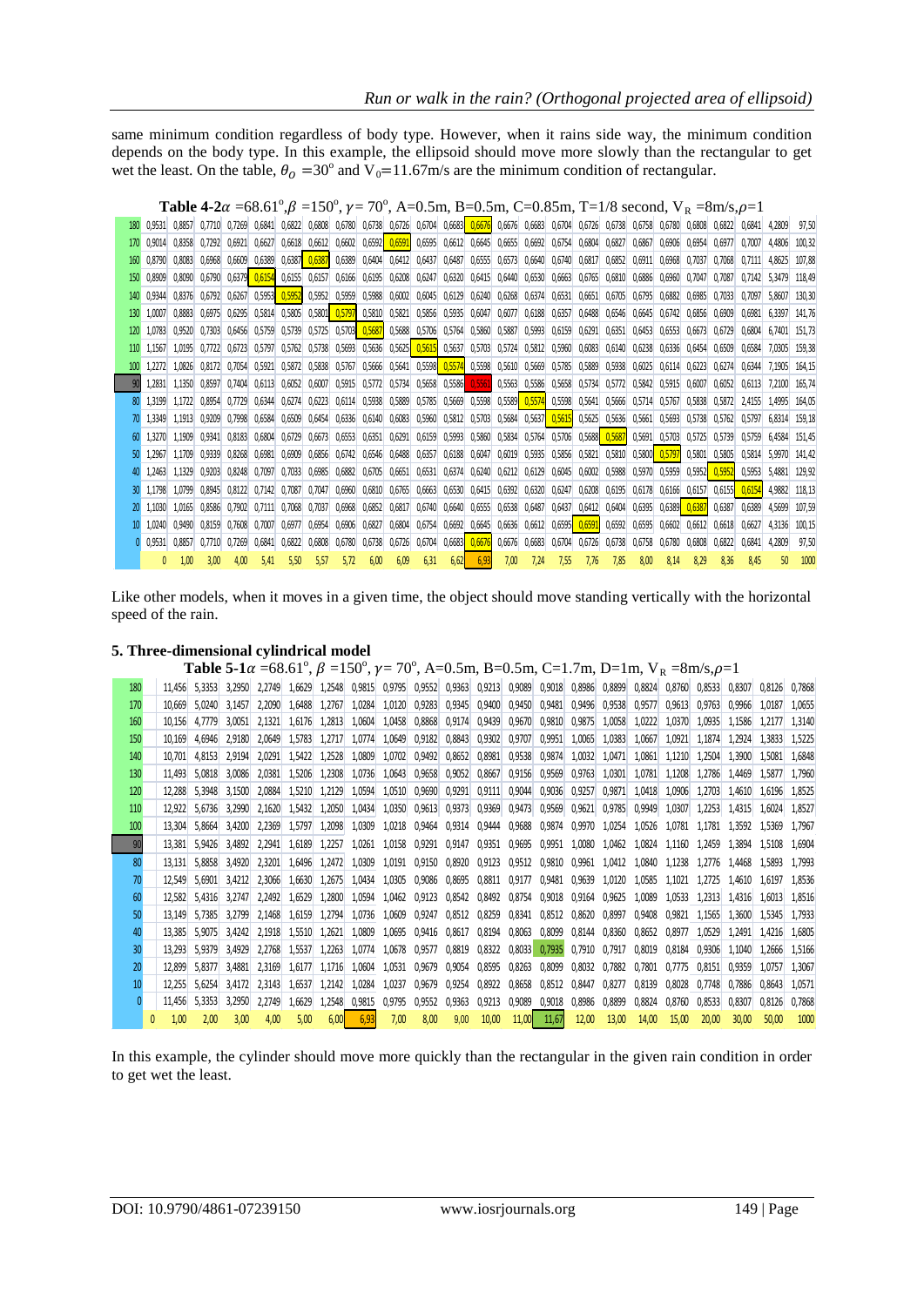same minimum condition regardless of body type. However, when it rains side way, the minimum condition depends on the body type. In this example, the ellipsoid should move more slowly than the rectangular to get wet the least. On the table, $\theta_O = 30^o$ and $V_0$=11.67m/s are the minimum condition of rectangular.

**Table 4-2** $\alpha$ =68.61°, $\beta$ =150°, $\gamma$= 70°, A=0.5m, B=0.5m, C=0.85m, T=1/8 second, $V_R$ =8m/s, $\rho$=1

| | | | | | | | | | | | | | | | | | | | | | | | | | | | | | |
|---|---|---|---|---|---|---|---|---|---|---|---|---|---|---|---|---|---|---|---|---|---|---|---|---|---|---|---|---|---|
| 180 | 0,9531 | 0,8857 | 0,7710 | 0,7269 | 0,6841 | 0,6822 | 0,6808 | 0,6780 | 0,6738 | 0,6726 | 0,6704 | 0,6683 | 0,6676 | 0,6676 | 0,6683 | 0,6704 | 0,6726 | 0,6738 | 0,6758 | 0,6780 | 0,6808 | 0,6822 | 0,6841 | 4,2809 | 97,50 |
| 170 | 0,9014 | 0,8358 | 0,7292 | 0,6921 | 0,6627 | 0,6618 | 0,6612 | 0,6602 | 0,6592 | 0,6591 | 0,6595 | 0,6612 | 0,6645 | 0,6655 | 0,6692 | 0,6754 | 0,6804 | 0,6827 | 0,6867 | 0,6906 | 0,6954 | 0,6977 | 0,7007 | 4,4806 | 100,32 |
| 160 | 0,8790 | 0,8083 | 0,6968 | 0,6609 | 0,6389 | 0,6387 | 0,6387 | 0,6389 | 0,6404 | 0,6412 | 0,6437 | 0,6487 | 0,6555 | 0,6573 | 0,6640 | 0,6740 | 0,6817 | 0,6852 | 0,6911 | 0,6968 | 0,7037 | 0,7068 | 0,7111 | 4,8625 | 107,88 |
| 150 | 0,8909 | 0,8090 | 0,6790 | 0,6379 | 0,6154 | 0,6155 | 0,6157 | 0,6166 | 0,6195 | 0,6208 | 0,6247 | 0,6320 | 0,6415 | 0,6440 | 0,6530 | 0,6663 | 0,6765 | 0,6810 | 0,6886 | 0,6960 | 0,7047 | 0,7087 | 0,7142 | 5,3479 | 118,49 |
| 140 | 0,9344 | 0,8376 | 0,6792 | 0,6267 | 0,5953 | 0,5952 | 0,5952 | 0,5959 | 0,5988 | 0,6002 | 0,6045 | 0,6129 | 0,6240 | 0,6268 | 0,6374 | 0,6531 | 0,6651 | 0,6705 | 0,6795 | 0,6882 | 0,6985 | 0,7033 | 0,7097 | 5,8607 | 130,30 |
| 130 | 1,0007 | 0,8883 | 0,6975 | 0,6295 | 0,5814 | 0,5805 | 0,5801 | 0,5797 | 0,5810 | 0,5821 | 0,5856 | 0,5935 | 0,6047 | 0,6077 | 0,6188 | 0,6357 | 0,6488 | 0,6546 | 0,6645 | 0,6742 | 0,6856 | 0,6909 | 0,6981 | 6,3397 | 141,76 |
| 120 | 1,0783 | 0,9520 | 0,7303 | 0,6456 | 0,5759 | 0,5739 | 0,5725 | 0,5703 | 0,5687 | 0,5688 | 0,5706 | 0,5764 | 0,5860 | 0,5887 | 0,5993 | 0,6159 | 0,6291 | 0,6351 | 0,6453 | 0,6553 | 0,6673 | 0,6729 | 0,6804 | 6,7401 | 151,73 |
| 110 | 1,1567 | 1,0195 | 0,7722 | 0,6723 | 0,5797 | 0,5762 | 0,5738 | 0,5693 | 0,5636 | 0,5625 | 0,5615 | 0,5637 | 0,5703 | 0,5724 | 0,5812 | 0,5960 | 0,6083 | 0,6140 | 0,6238 | 0,6336 | 0,6454 | 0,6509 | 0,6584 | 7,0305 | 159,38 |
| 100 | 1,2272 | 1,0826 | 0,8172 | 0,7054 | 0,5921 | 0,5872 | 0,5838 | 0,5767 | 0,5666 | 0,5641 | 0,5598 | 0,5574 | 0,5598 | 0,5610 | 0,5669 | 0,5785 | 0,5889 | 0,5938 | 0,6025 | 0,6114 | 0,6223 | 0,6274 | 0,6344 | 7,1905 | 164,15 |
| 90 | 1,2831 | 1,1350 | 0,8597 | 0,7404 | 0,6113 | 0,6052 | 0,6007 | 0,5915 | 0,5772 | 0,5734 | 0,5658 | 0,5586 | 0,5561 | 0,5563 | 0,5586 | 0,5658 | 0,5734 | 0,5772 | 0,5842 | 0,5915 | 0,6007 | 0,6052 | 0,6113 | 7,2100 | 165,74 |
| 80 | 1,3199 | 1,1722 | 0,8954 | 0,7729 | 0,6344 | 0,6274 | 0,6223 | 0,6114 | 0,5938 | 0,5889 | 0,5785 | 0,5669 | 0,5598 | 0,5589 | 0,5574 | 0,5598 | 0,5641 | 0,5666 | 0,5714 | 0,5767 | 0,5838 | 0,5872 | 2,4155 | 1,4995 | 164,05 |
| 70 | 1,3349 | 1,1913 | 0,9209 | 0,7998 | 0,6584 | 0,6509 | 0,6454 | 0,6336 | 0,6140 | 0,6083 | 0,5960 | 0,5812 | 0,5703 | 0,5684 | 0,5637 | 0,5615 | 0,5625 | 0,5636 | 0,5661 | 0,5693 | 0,5738 | 0,5762 | 0,5797 | 6,8314 | 159,18 |
| 60 | 1,3270 | 1,1909 | 0,9341 | 0,8183 | 0,6804 | 0,6729 | 0,6673 | 0,6553 | 0,6351 | 0,6291 | 0,6159 | 0,5993 | 0,5860 | 0,5834 | 0,5764 | 0,5706 | 0,5688 | 0,5687 | 0,5691 | 0,5703 | 0,5725 | 0,5739 | 0,5759 | 6,4584 | 151,45 |
| 50 | 1,2967 | 1,1709 | 0,9339 | 0,8268 | 0,6981 | 0,6909 | 0,6856 | 0,6742 | 0,6546 | 0,6488 | 0,6357 | 0,6188 | 0,6047 | 0,6019 | 0,5935 | 0,5856 | 0,5821 | 0,5810 | 0,5800 | 0,5797 | 0,5801 | 0,5805 | 0,5814 | 5,9970 | 141,42 |
| 40 | 1,2463 | 1,1329 | 0,9203 | 0,8248 | 0,7097 | 0,7033 | 0,6985 | 0,6882 | 0,6705 | 0,6651 | 0,6531 | 0,6374 | 0,6240 | 0,6212 | 0,6129 | 0,6045 | 0,6002 | 0,5988 | 0,5970 | 0,5959 | 0,5952 | 0,5952 | 0,5953 | 5,4881 | 129,92 |
| 30 | 1,1798 | 1,0799 | 0,8945 | 0,8122 | 0,7142 | 0,7087 | 0,7047 | 0,6960 | 0,6810 | 0,6765 | 0,6663 | 0,6530 | 0,6415 | 0,6392 | 0,6320 | 0,6247 | 0,6208 | 0,6195 | 0,6178 | 0,6166 | 0,6157 | 0,6155 | 0,6154 | 4,9882 | 118,13 |
| 20 | 1,1030 | 1,0165 | 0,8586 | 0,7902 | 0,7111 | 0,7068 | 0,7037 | 0,6968 | 0,6852 | 0,6817 | 0,6740 | 0,6640 | 0,6555 | 0,6538 | 0,6487 | 0,6437 | 0,6412 | 0,6404 | 0,6395 | 0,6389 | 0,6387 | 0,6387 | 0,6389 | 4,5699 | 107,59 |
| 10 | 1,0240 | 0,9490 | 0,8159 | 0,7608 | 0,7007 | 0,6977 | 0,6954 | 0,6906 | 0,6827 | 0,6804 | 0,6754 | 0,6692 | 0,6645 | 0,6636 | 0,6612 | 0,6595 | 0,6591 | 0,6592 | 0,6595 | 0,6602 | 0,6612 | 0,6618 | 0,6627 | 4,3136 | 100,15 |
| 0 | 0,9531 | 0,8857 | 0,7710 | 0,7269 | 0,6841 | 0,6822 | 0,6808 | 0,6780 | 0,6738 | 0,6726 | 0,6704 | 0,6683 | 0,6676 | 0,6676 | 0,6683 | 0,6704 | 0,6726 | 0,6738 | 0,6758 | 0,6780 | 0,6808 | 0,6822 | 0,6841 | 4,2809 | 97,50 |
| | 0 | 1,00 | 3,00 | 4,00 | 5,41 | 5,50 | 5,57 | 5,72 | 6,00 | 6,09 | 6,31 | 6,62 | 6,93 | 7,00 | 7,24 | 7,55 | 7,76 | 7,85 | 8,00 | 8,14 | 8,29 | 8,36 | 8,45 | 50 | 1000 |

Like other models, when it moves in a given time, the object should move standing vertically with the horizontal speed of the rain.

### 5. Three-dimensional cylindrical model

**Table 5-1** $\alpha$ =68.61°, $\beta$ =150°, $\gamma$= 70°, A=0.5m, B=0.5m, C=1.7m, D=1m, $V_R$ =8m/s, $\rho$=1

| | | | | | | | | | | | | | | | | | | | | | | | | | |
|---|---|---|---|---|---|---|---|---|---|---|---|---|---|---|---|---|---|---|---|---|---|---|---|---|---|
| 180 | 11,456 | 5,3353 | 3,2950 | 2,2749 | 1,6629 | 1,2548 | 0,9815 | 0,9795 | 0,9552 | 0,9363 | 0,9213 | 0,9089 | 0,9018 | 0,8986 | 0,8899 | 0,8824 | 0,8760 | 0,8533 | 0,8307 | 0,8126 | 0,7868 |
| 170 | 10,669 | 5,0240 | 3,1457 | 2,2090 | 1,6488 | 1,2767 | 1,0284 | 1,0120 | 0,9283 | 0,9345 | 0,9400 | 0,9450 | 0,9481 | 0,9496 | 0,9538 | 0,9577 | 0,9613 | 0,9763 | 0,9966 | 1,0187 | 1,0655 |
| 160 | 10,156 | 4,7779 | 3,0051 | 2,1321 | 1,6176 | 1,2813 | 1,0604 | 1,0458 | 0,8868 | 0,9174 | 0,9439 | 0,9670 | 0,9810 | 0,9875 | 1,0058 | 1,0222 | 1,0370 | 1,0935 | 1,1586 | 1,2177 | 1,3140 |
| 150 | 10,169 | 4,6946 | 2,9180 | 2,0649 | 1,5783 | 1,2717 | 1,0774 | 1,0649 | 0,9182 | 0,8843 | 0,9302 | 0,9707 | 0,9951 | 1,0065 | 1,0383 | 1,0667 | 1,0921 | 1,1874 | 1,2924 | 1,3833 | 1,5225 |
| 140 | 10,701 | 4,8153 | 2,9194 | 2,0291 | 1,5422 | 1,2528 | 1,0809 | 1,0702 | 0,9492 | 0,8652 | 0,8981 | 0,9538 | 0,9874 | 1,0032 | 1,0471 | 1,0861 | 1,1210 | 1,2504 | 1,3900 | 1,5081 | 1,6848 |
| 130 | 11,493 | 5,0818 | 3,0086 | 2,0381 | 1,5206 | 1,2308 | 1,0736 | 1,0643 | 0,9658 | 0,9052 | 0,8667 | 0,9156 | 0,9569 | 0,9763 | 1,0301 | 1,0781 | 1,1208 | 1,2786 | 1,4469 | 1,5877 | 1,7960 |
| 120 | 12,288 | 5,3948 | 3,1500 | 2,0884 | 1,5210 | 1,2129 | 1,0594 | 1,0510 | 0,9690 | 0,9291 | 0,9111 | 0,9044 | 0,9036 | 0,9257 | 0,9871 | 1,0418 | 1,0906 | 1,2703 | 1,4610 | 1,6196 | 1,8525 |
| 110 | 12,922 | 5,6736 | 3,2990 | 2,1620 | 1,5432 | 1,2050 | 1,0434 | 1,0350 | 0,9613 | 0,9373 | 0,9369 | 0,9473 | 0,9569 | 0,9621 | 0,9785 | 0,9949 | 1,0307 | 1,2253 | 1,4315 | 1,6024 | 1,8527 |
| 100 | 13,304 | 5,8664 | 3,4200 | 2,2369 | 1,5797 | 1,2098 | 1,0309 | 1,0218 | 0,9464 | 0,9314 | 0,9444 | 0,9688 | 0,9874 | 0,9970 | 1,0254 | 1,0526 | 1,0781 | 1,1781 | 1,3592 | 1,5369 | 1,7967 |
| 90 | 13,381 | 5,9426 | 3,4892 | 2,2941 | 1,6189 | 1,2257 | 1,0261 | 1,0158 | 0,9291 | 0,9147 | 0,9351 | 0,9695 | 0,9951 | 1,0080 | 1,0462 | 1,0824 | 1,1160 | 1,2459 | 1,3894 | 1,5108 | 1,6904 |
| 80 | 13,131 | 5,8858 | 3,4920 | 2,3201 | 1,6496 | 1,2472 | 1,0309 | 1,0191 | 0,9150 | 0,8920 | 0,9123 | 0,9512 | 0,9810 | 0,9961 | 1,0412 | 1,0840 | 1,1238 | 1,2776 | 1,4468 | 1,5893 | 1,7993 |
| 70 | 12,549 | 5,6901 | 3,4212 | 2,3066 | 1,6630 | 1,2675 | 1,0434 | 1,0305 | 0,9086 | 0,8695 | 0,8811 | 0,9177 | 0,9481 | 0,9639 | 1,0120 | 1,0585 | 1,1021 | 1,2725 | 1,4610 | 1,6197 | 1,8536 |
| 60 | 12,582 | 5,4316 | 3,2747 | 2,2492 | 1,6529 | 1,2800 | 1,0594 | 1,0462 | 0,9123 | 0,8542 | 0,8492 | 0,8754 | 0,9018 | 0,9164 | 0,9625 | 1,0089 | 1,0533 | 1,2313 | 1,4316 | 1,6013 | 1,8516 |
| 50 | 13,149 | 5,7385 | 3,2799 | 2,1468 | 1,6159 | 1,2794 | 1,0736 | 1,0609 | 0,9247 | 0,8512 | 0,8259 | 0,8341 | 0,8512 | 0,8620 | 0,8997 | 0,9408 | 0,9821 | 1,1565 | 1,3600 | 1,5345 | 1,7933 |
| 40 | 13,385 | 5,9075 | 3,4242 | 2,1918 | 1,5510 | 1,2621 | 1,0809 | 1,0695 | 0,9416 | 0,8617 | 0,8194 | 0,8063 | 0,8099 | 0,8144 | 0,8360 | 0,8652 | 0,8977 | 1,0529 | 1,2491 | 1,4216 | 1,6805 |
| 30 | 13,293 | 5,9379 | 3,4929 | 2,2768 | 1,5537 | 1,2263 | 1,0774 | 1,0678 | 0,9577 | 0,8819 | 0,8322 | 0,8033 | 0,7935 | 0,7910 | 0,7917 | 0,8019 | 0,8184 | 0,9306 | 1,1040 | 1,2666 | 1,5166 |
| 20 | 12,899 | 5,8377 | 3,4881 | 2,3169 | 1,6177 | 1,1716 | 1,0604 | 1,0531 | 0,9679 | 0,9054 | 0,8595 | 0,8263 | 0,8099 | 0,8032 | 0,7882 | 0,7801 | 0,7775 | 0,8151 | 0,9359 | 1,0757 | 1,3067 |
| 10 | 12,255 | 5,6254 | 3,4172 | 2,3143 | 1,6537 | 1,2142 | 1,0284 | 1,0237 | 0,9679 | 0,9254 | 0,8922 | 0,8658 | 0,8512 | 0,8447 | 0,8277 | 0,8139 | 0,8028 | 0,7748 | 0,7886 | 0,8643 | 1,0571 |
| 0 | 11,456 | 5,3353 | 3,2950 | 2,2749 | 1,6629 | 1,2548 | 0,9815 | 0,9795 | 0,9552 | 0,9363 | 0,9213 | 0,9089 | 0,9018 | 0,8986 | 0,8899 | 0,8824 | 0,8760 | 0,8533 | 0,8307 | 0,8126 | 0,7868 |
| 0 | 1,00 | 2,00 | 3,00 | 4,00 | 5,00 | 6,00 | 6,93 | 7,00 | 8,00 | 9,00 | 10,00 | 11,00 | 11,67 | 12,00 | 13,00 | 14,00 | 15,00 | 20,00 | 30,00 | 50,00 | 1000 |

In this example, the cylinder should move more quickly than the rectangular in the given rain condition in order to get wet the least.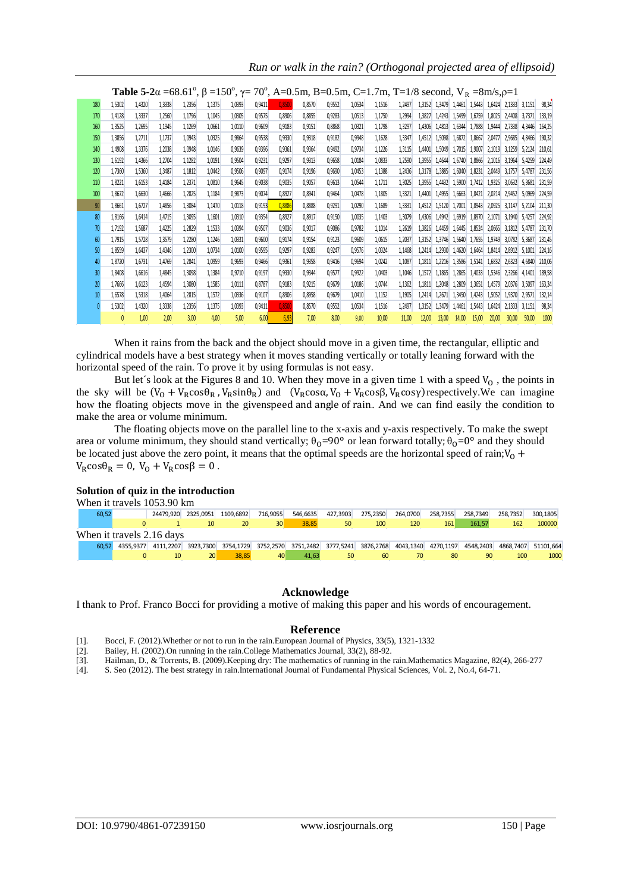**Table 5-2** $\alpha$ =68.61°, $\beta$ =150°, $\gamma$= 70°, A=0.5m, B=0.5m, C=1.7m, T=1/8 second, $V_R$ =8m/s,$\rho$=1

| | | | | | | | | | | | | | | | | | | | | | | | | |
|---|---|---|---|---|---|---|---|---|---|---|---|---|---|---|---|---|---|---|---|---|---|---|---|---|
| 180 | 1,5302 | 1,4320 | 1,3338 | 1,2356 | 1,1375 | 1,0393 | 0,9411 | 0,8500 | 0,8570 | 0,9552 | 1,0534 | 1,1516 | 1,2497 | 1,3152 | 1,3479 | 1,4461 | 1,5443 | 1,6424 | 2,1333 | 3,1151 | 98,34 |
| 170 | 1,4128 | 1,3337 | 1,2560 | 1,1796 | 1,1045 | 1,0305 | 0,9575 | 0,8806 | 0,8855 | 0,9283 | 1,0513 | 1,1750 | 1,2994 | 1,3827 | 1,4243 | 1,5499 | 1,6759 | 1,8025 | 2,4408 | 3,7371 | 133,19 |
| 160 | 1,3525 | 1,2695 | 1,1945 | 1,1269 | 1,0661 | 1,0110 | 0,9609 | 0,9183 | 0,9151 | 0,8868 | 1,0321 | 1,1798 | 1,3297 | 1,4306 | 1,4813 | 1,6344 | 1,7888 | 1,9444 | 2,7338 | 4,3446 | 164,25 |
| 150 | 1,3856 | 1,2711 | 1,1737 | 1,0943 | 1,0325 | 0,9864 | 0,9538 | 0,9330 | 0,9318 | 0,9182 | 0,9948 | 1,1628 | 1,3347 | 1,4512 | 1,5098 | 1,6872 | 1,8667 | 2,0477 | 2,9685 | 4,8466 | 190,32 |
| 140 | 1,4908 | 1,3376 | 1,2038 | 1,0948 | 1,0146 | 0,9639 | 0,9396 | 0,9361 | 0,9364 | 0,9492 | 0,9734 | 1,1226 | 1,3115 | 1,4401 | 1,5049 | 1,7015 | 1,9007 | 2,1019 | 3,1259 | 5,2124 | 210,61 |
| 130 | 1,6192 | 1,4366 | 1,2704 | 1,1282 | 1,0191 | 0,9504 | 0,9231 | 0,9297 | 0,9313 | 0,9658 | 1,0184 | 1,0833 | 1,2590 | 1,3955 | 1,4644 | 1,6740 | 1,8866 | 2,1016 | 3,1964 | 5,4259 | 224,49 |
| 120 | 1,7360 | 1,5360 | 1,3487 | 1,1812 | 1,0442 | 0,9506 | 0,9097 | 0,9174 | 0,9196 | 0,9690 | 1,0453 | 1,1388 | 1,2436 | 1,3178 | 1,3885 | 1,6040 | 1,8231 | 2,0449 | 3,1757 | 5,4787 | 231,56 |
| 110 | 1,8221 | 1,6153 | 1,4184 | 1,2371 | 1,0810 | 0,9645 | 0,9038 | 0,9035 | 0,9057 | 0,9613 | 1,0544 | 1,1711 | 1,3025 | 1,3955 | 1,4432 | 1,5900 | 1,7412 | 1,9325 | 3,0632 | 5,3681 | 231,59 |
| 100 | 1,8672 | 1,6630 | 1,4666 | 1,2825 | 1,1184 | 0,9873 | 0,9074 | 0,8927 | 0,8941 | 0,9464 | 1,0478 | 1,1805 | 1,3321 | 1,4401 | 1,4955 | 1,6663 | 1,8421 | 2,0214 | 2,9452 | 5,0969 | 224,59 |
| 90 | 1,8661 | 1,6727 | 1,4856 | 1,3084 | 1,1470 | 1,0118 | 0,9193 | 0,8886 | 0,8888 | 0,9291 | 1,0290 | 1,1689 | 1,3331 | 1,4512 | 1,5120 | 1,7001 | 1,8943 | 2,0925 | 3,1147 | 5,2104 | 211,30 |
| 80 | 1,8166 | 1,6414 | 1,4715 | 1,3095 | 1,1601 | 1,0310 | 0,9354 | 0,8927 | 0,8917 | 0,9150 | 1,0035 | 1,1403 | 1,3079 | 1,4306 | 1,4942 | 1,6919 | 1,8970 | 2,1071 | 3,1940 | 5,4257 | 224,92 |
| 70 | 1,7192 | 1,5687 | 1,4225 | 1,2829 | 1,1533 | 1,0394 | 0,9507 | 0,9036 | 0,9017 | 0,9086 | 0,9782 | 1,1014 | 1,2619 | 1,3826 | 1,4459 | 1,6445 | 1,8524 | 2,0665 | 3,1812 | 5,4787 | 231,70 |
| 60 | 1,7915 | 1,5728 | 1,3579 | 1,2280 | 1,1246 | 1,0331 | 0,9600 | 0,9174 | 0,9154 | 0,9123 | 0,9609 | 1,0615 | 1,2037 | 1,3152 | 1,3746 | 1,5640 | 1,7655 | 1,9749 | 3,0782 | 5,3687 | 231,45 |
| 50 | 1,8559 | 1,6437 | 1,4346 | 1,2300 | 1,0734 | 1,0100 | 0,9595 | 0,9297 | 0,9283 | 0,9247 | 0,9576 | 1,0324 | 1,1468 | 1,2414 | 1,2930 | 1,4620 | 1,6464 | 1,8414 | 2,8912 | 5,1001 | 224,16 |
| 40 | 1,8720 | 1,6731 | 1,4769 | 1,2841 | 1,0959 | 0,9693 | 0,9466 | 0,9361 | 0,9358 | 0,9416 | 0,9694 | 1,0242 | 1,1087 | 1,1811 | 1,2216 | 1,3586 | 1,5141 | 1,6832 | 2,6323 | 4,6840 | 210,06 |
| 30 | 1,8408 | 1,6616 | 1,4845 | 1,3098 | 1,1384 | 0,9710 | 0,9197 | 0,9330 | 0,9344 | 0,9577 | 0,9922 | 1,0403 | 1,1046 | 1,1572 | 1,1865 | 1,2865 | 1,4033 | 1,5346 | 2,3266 | 4,1401 | 189,58 |
| 20 | 1,7666 | 1,6123 | 1,4594 | 1,3080 | 1,1585 | 1,0111 | 0,8787 | 0,9183 | 0,9215 | 0,9679 | 1,0186 | 1,0744 | 1,1362 | 1,1811 | 1,2048 | 1,2809 | 1,3651 | 1,4579 | 2,0376 | 3,5097 | 163,34 |
| 10 | 1,6578 | 1,5318 | 1,4064 | 1,2815 | 1,1572 | 1,0336 | 0,9107 | 0,8806 | 0,8958 | 0,9679 | 1,0410 | 1,1152 | 1,1905 | 1,2414 | 1,2671 | 1,3450 | 1,4243 | 1,5052 | 1,9370 | 2,9571 | 132,14 |
| 0 | 1,5302 | 1,4320 | 1,3338 | 1,2356 | 1,1375 | 1,0393 | 0,9411 | 0,8500 | 0,8570 | 0,9552 | 1,0534 | 1,1516 | 1,2497 | 1,3152 | 1,3479 | 1,4461 | 1,5443 | 1,6424 | 2,1333 | 3,1151 | 98,34 |
| | 0 | 1,00 | 2,00 | 3,00 | 4,00 | 5,00 | 6,00 | 6,93 | 7,00 | 8,00 | 9,00 | 10,00 | 11,00 | 12,00 | 13,00 | 14,00 | 15,00 | 20,00 | 30,00 | 50,00 | 1000 |

When it rains from the back and the object should move in a given time, the rectangular, elliptic and cylindrical models have a best strategy when it moves standing vertically or totally leaning forward with the horizontal speed of the rain. To prove it by using formulas is not easy.

But let´s look at the Figures 8 and 10. When they move in a given time 1 with a speed $V_O$ , the points in the sky will be $(V_O + V_R\cos\theta_R , V_R\sin\theta_R)$ and $(V_R\cos\alpha, V_O + V_R\cos\beta, V_R\cos\gamma)$ respectively.We can imagine how the floating objects move in the givenspeed and angle of rain. And we can find easily the condition to make the area or volume minimum.

The floating objects move on the parallel line to the x-axis and y-axis respectively. To make the swept area or volume minimum, they should stand vertically; $\theta_O$=90° or lean forward totally; $\theta_O$=0° and they should be located just above the zero point, it means that the optimal speeds are the horizontal speed of rain;$V_O + V_R\cos\theta_R = 0,\ V_O + V_R\cos\beta = 0$ .

**Solution of quiz in the introduction**

When it travels 1053.90 km

| | | | | | | | | | | | | |
|---|---|---|---|---|---|---|---|---|---|---|---|---|
| 60,52 | | 24479,920 | 2325,0951 | 1109,6892 | 716,9055 | 546,6635 | 427,3903 | 275,2350 | 264,0700 | 258,7355 | 258,7349 | 258,7352 | 300,1805 |
| | 0 | 1 | 10 | 20 | 30 | 38,85 | 50 | 100 | 120 | 161 | 161,57 | 162 | 100000 |

When it travels 2.16 days

| | | | | | | | | | | | | |
|---|---|---|---|---|---|---|---|---|---|---|---|---|
| 60,52 | 4355,9377 | 4111,2207 | 3923,7300 | 3754,1729 | 3752,2570 | 3751,2482 | 3777,5241 | 3876,2768 | 4043,1340 | 4270,1197 | 4548,2403 | 4868,7407 | 51101,664 |
| | 0 | 10 | 20 | 38,85 | 40 | 41,63 | 50 | 60 | 70 | 80 | 90 | 100 | 1000 |

## Acknowledge

I thank to Prof. Franco Bocci for providing a motive of making this paper and his words of encouragement.

## Reference

[1]. Bocci, F. (2012).Whether or not to run in the rain.European Journal of Physics, 33(5), 1321-1332

[2]. Bailey, H. (2002).On running in the rain.College Mathematics Journal, 33(2), 88-92.

[3]. Hailman, D., & Torrents, B. (2009).Keeping dry: The mathematics of running in the rain.Mathematics Magazine, 82(4), 266-277

[4]. S. Seo (2012). The best strategy in rain.International Journal of Fundamental Physical Sciences, Vol. 2, No.4, 64-71.